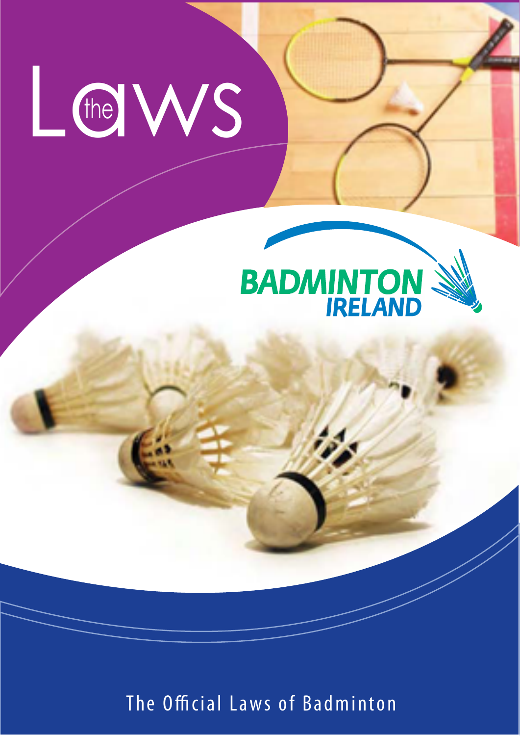# the Laws

BADMINTON IRELAND

The Official Laws of Badminton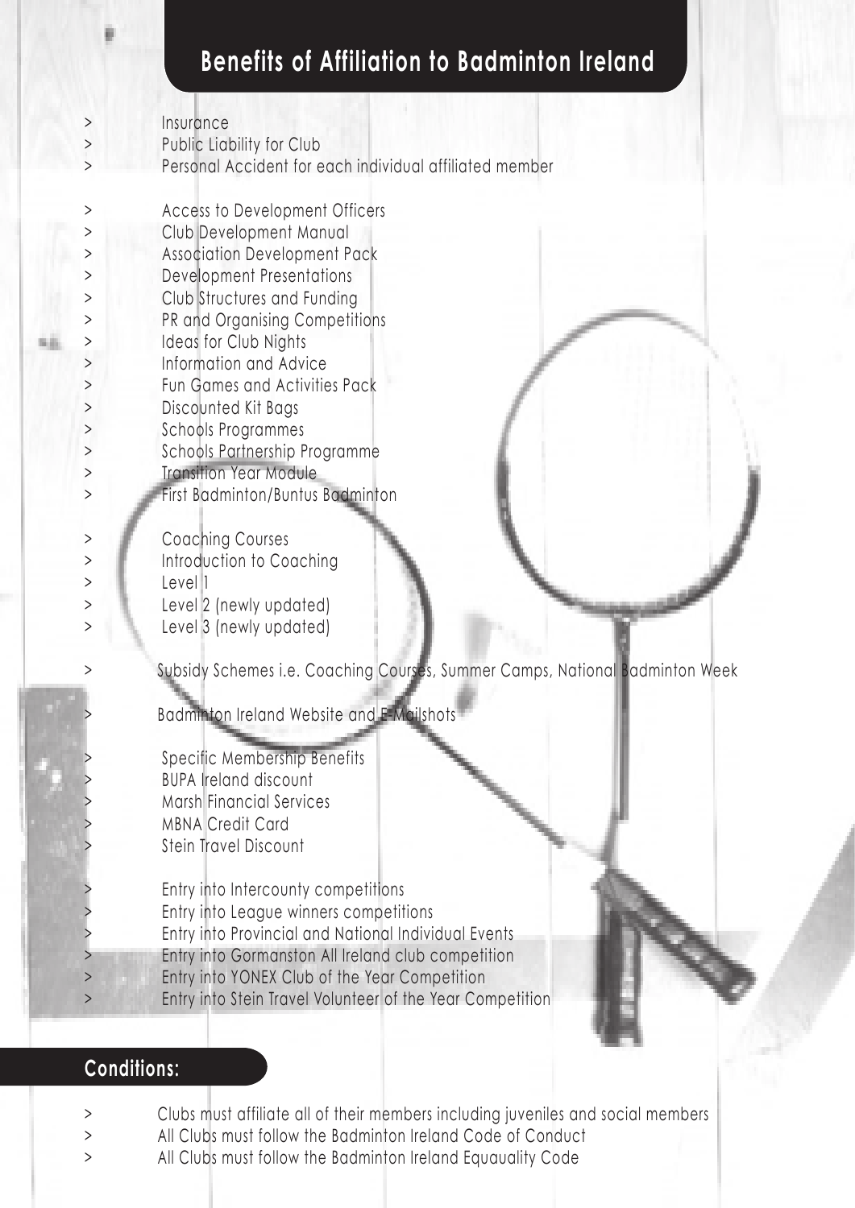## Benefits of Affiliation to Badminton Ireland

- Insurance
- Public Liability for Club
- Personal Accident for each individual affiliated member

- Access to Development Officers
- Club Development Manual
- Association Development Pack
- Development Presentations
- Club Structures and Funding
- PR and Organising Competitions
- Ideas for Club Nights
- Information and Advice
- Fun Games and Activities Pack
- Discounted Kit Bags
- Schools Programmes
- Schools Partnership Programme
- Transition Year Module
- First Badminton/Buntus Badminton

- Coaching Courses
- Introduction to Coaching
- Level 1
- Level 2 (newly updated)
- Level 3 (newly updated)

- Subsidy Schemes i.e. Coaching Courses, Summer Camps, National Badminton Week

- Badminton Ireland Website and E-Mailshots

- Specific Membership Benefits
- BUPA Ireland discount
- Marsh Financial Services
- MBNA Credit Card
- Stein Travel Discount

- Entry into Intercounty competitions
- Entry into League winners competitions
- Entry into Provincial and National Individual Events
- Entry into Gormanston All Ireland club competition
- Entry into YONEX Club of the Year Competition
- Entry into Stein Travel Volunteer of the Year Competition

## Conditions:

- Clubs must affiliate all of their members including juveniles and social members
- All Clubs must follow the Badminton Ireland Code of Conduct
- All Clubs must follow the Badminton Ireland Equauality Code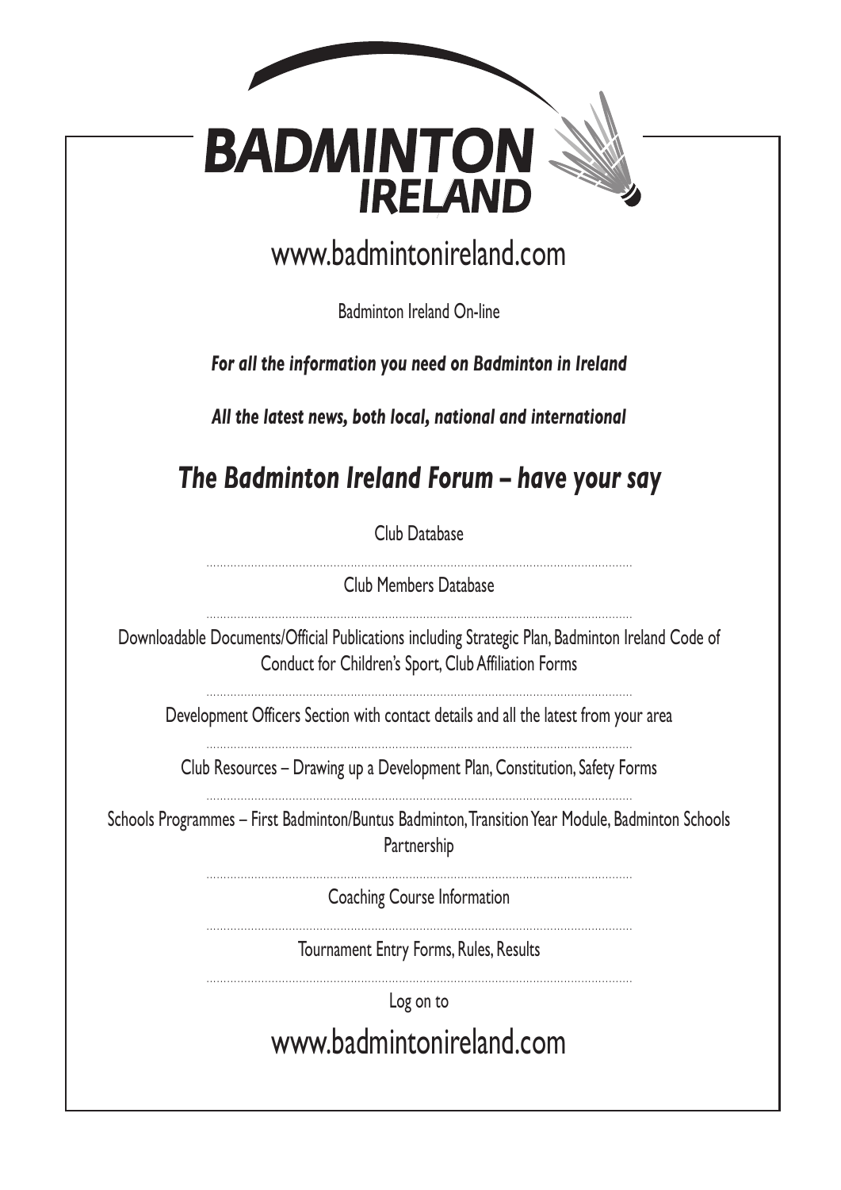# BADMINTON IRELAND

## www.badmintonireland.com

Badminton Ireland On-line

***For all the information you need on Badminton in Ireland***

***All the latest news, both local, national and international***

## *The Badminton Ireland Forum – have your say*

Club Database

Club Members Database

Downloadable Documents/Official Publications including Strategic Plan, Badminton Ireland Code of Conduct for Children's Sport, Club Affiliation Forms

Development Officers Section with contact details and all the latest from your area

Club Resources – Drawing up a Development Plan, Constitution, Safety Forms

Schools Programmes – First Badminton/Buntus Badminton, Transition Year Module, Badminton Schools Partnership

Coaching Course Information

Tournament Entry Forms, Rules, Results

Log on to

## www.badmintonireland.com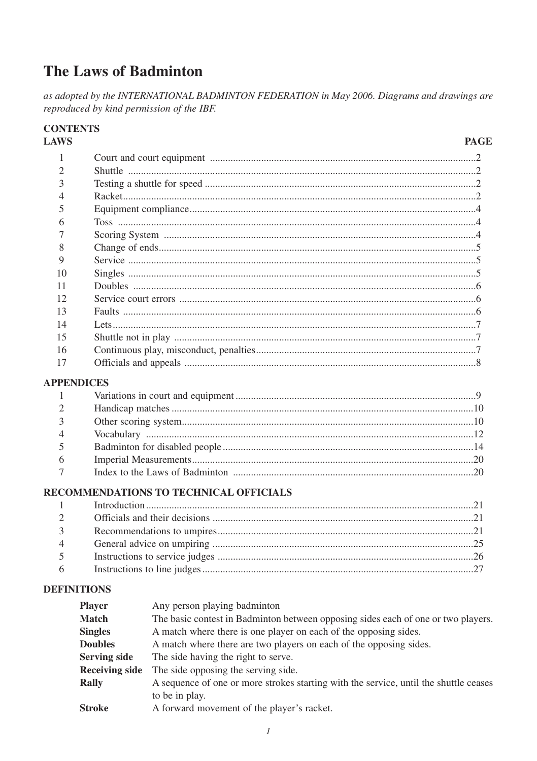# The Laws of Badminton

*as adopted by the INTERNATIONAL BADMINTON FEDERATION in May 2006. Diagrams and drawings are reproduced by kind permission of the IBF.*

## CONTENTS

| LAWS | | PAGE |
|---|---|---|
| 1 | Court and court equipment | 2 |
| 2 | Shuttle | 2 |
| 3 | Testing a shuttle for speed | 2 |
| 4 | Racket | 2 |
| 5 | Equipment compliance | 4 |
| 6 | Toss | 4 |
| 7 | Scoring System | 4 |
| 8 | Change of ends | 5 |
| 9 | Service | 5 |
| 10 | Singles | 5 |
| 11 | Doubles | 6 |
| 12 | Service court errors | 6 |
| 13 | Faults | 6 |
| 14 | Lets | 7 |
| 15 | Shuttle not in play | 7 |
| 16 | Continuous play, misconduct, penalties | 7 |
| 17 | Officials and appeals | 8 |

### APPENDICES

| | | |
|---|---|---|
| 1 | Variations in court and equipment | 9 |
| 2 | Handicap matches | 10 |
| 3 | Other scoring system | 10 |
| 4 | Vocabulary | 12 |
| 5 | Badminton for disabled people | 14 |
| 6 | Imperial Measurements | 20 |
| 7 | Index to the Laws of Badminton | 20 |

### RECOMMENDATIONS TO TECHNICAL OFFICIALS

| | | |
|---|---|---|
| 1 | Introduction | 21 |
| 2 | Officials and their decisions | 21 |
| 3 | Recommendations to umpires | 21 |
| 4 | General advice on umpiring | 25 |
| 5 | Instructions to service judges | 26 |
| 6 | Instructions to line judges | 27 |

### DEFINITIONS

| | |
|---|---|
| **Player** | Any person playing badminton |
| **Match** | The basic contest in Badminton between opposing sides each of one or two players. |
| **Singles** | A match where there is one player on each of the opposing sides. |
| **Doubles** | A match where there are two players on each of the opposing sides. |
| **Serving side** | The side having the right to serve. |
| **Receiving side** | The side opposing the serving side. |
| **Rally** | A sequence of one or more strokes starting with the service, until the shuttle ceases to be in play. |
| **Stroke** | A forward movement of the player's racket. |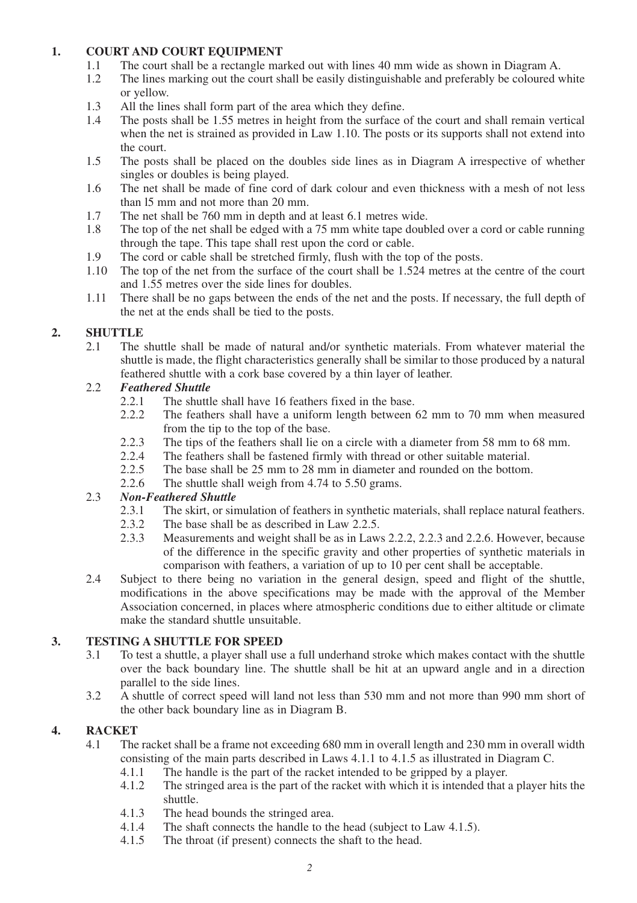## 1. COURT AND COURT EQUIPMENT

1.1 The court shall be a rectangle marked out with lines 40 mm wide as shown in Diagram A.

1.2 The lines marking out the court shall be easily distinguishable and preferably be coloured white or yellow.

1.3 All the lines shall form part of the area which they define.

1.4 The posts shall be 1.55 metres in height from the surface of the court and shall remain vertical when the net is strained as provided in Law 1.10. The posts or its supports shall not extend into the court.

1.5 The posts shall be placed on the doubles side lines as in Diagram A irrespective of whether singles or doubles is being played.

1.6 The net shall be made of fine cord of dark colour and even thickness with a mesh of not less than l5 mm and not more than 20 mm.

1.7 The net shall be 760 mm in depth and at least 6.1 metres wide.

1.8 The top of the net shall be edged with a 75 mm white tape doubled over a cord or cable running through the tape. This tape shall rest upon the cord or cable.

1.9 The cord or cable shall be stretched firmly, flush with the top of the posts.

1.10 The top of the net from the surface of the court shall be 1.524 metres at the centre of the court and 1.55 metres over the side lines for doubles.

1.11 There shall be no gaps between the ends of the net and the posts. If necessary, the full depth of the net at the ends shall be tied to the posts.

## 2. SHUTTLE

2.1 The shuttle shall be made of natural and/or synthetic materials. From whatever material the shuttle is made, the flight characteristics generally shall be similar to those produced by a natural feathered shuttle with a cork base covered by a thin layer of leather.

2.2 ***Feathered Shuttle***

- 2.2.1 The shuttle shall have 16 feathers fixed in the base.
- 2.2.2 The feathers shall have a uniform length between 62 mm to 70 mm when measured from the tip to the top of the base.
- 2.2.3 The tips of the feathers shall lie on a circle with a diameter from 58 mm to 68 mm.
- 2.2.4 The feathers shall be fastened firmly with thread or other suitable material.
- 2.2.5 The base shall be 25 mm to 28 mm in diameter and rounded on the bottom.
- 2.2.6 The shuttle shall weigh from 4.74 to 5.50 grams.

2.3 ***Non-Feathered Shuttle***

- 2.3.1 The skirt, or simulation of feathers in synthetic materials, shall replace natural feathers.
- 2.3.2 The base shall be as described in Law 2.2.5.
- 2.3.3 Measurements and weight shall be as in Laws 2.2.2, 2.2.3 and 2.2.6. However, because of the difference in the specific gravity and other properties of synthetic materials in comparison with feathers, a variation of up to 10 per cent shall be acceptable.

2.4 Subject to there being no variation in the general design, speed and flight of the shuttle, modifications in the above specifications may be made with the approval of the Member Association concerned, in places where atmospheric conditions due to either altitude or climate make the standard shuttle unsuitable.

## 3. TESTING A SHUTTLE FOR SPEED

3.1 To test a shuttle, a player shall use a full underhand stroke which makes contact with the shuttle over the back boundary line. The shuttle shall be hit at an upward angle and in a direction parallel to the side lines.

3.2 A shuttle of correct speed will land not less than 530 mm and not more than 990 mm short of the other back boundary line as in Diagram B.

## 4. RACKET

4.1 The racket shall be a frame not exceeding 680 mm in overall length and 230 mm in overall width consisting of the main parts described in Laws 4.1.1 to 4.1.5 as illustrated in Diagram C.

- 4.1.1 The handle is the part of the racket intended to be gripped by a player.
- 4.1.2 The stringed area is the part of the racket with which it is intended that a player hits the shuttle.
- 4.1.3 The head bounds the stringed area.
- 4.1.4 The shaft connects the handle to the head (subject to Law 4.1.5).
- 4.1.5 The throat (if present) connects the shaft to the head.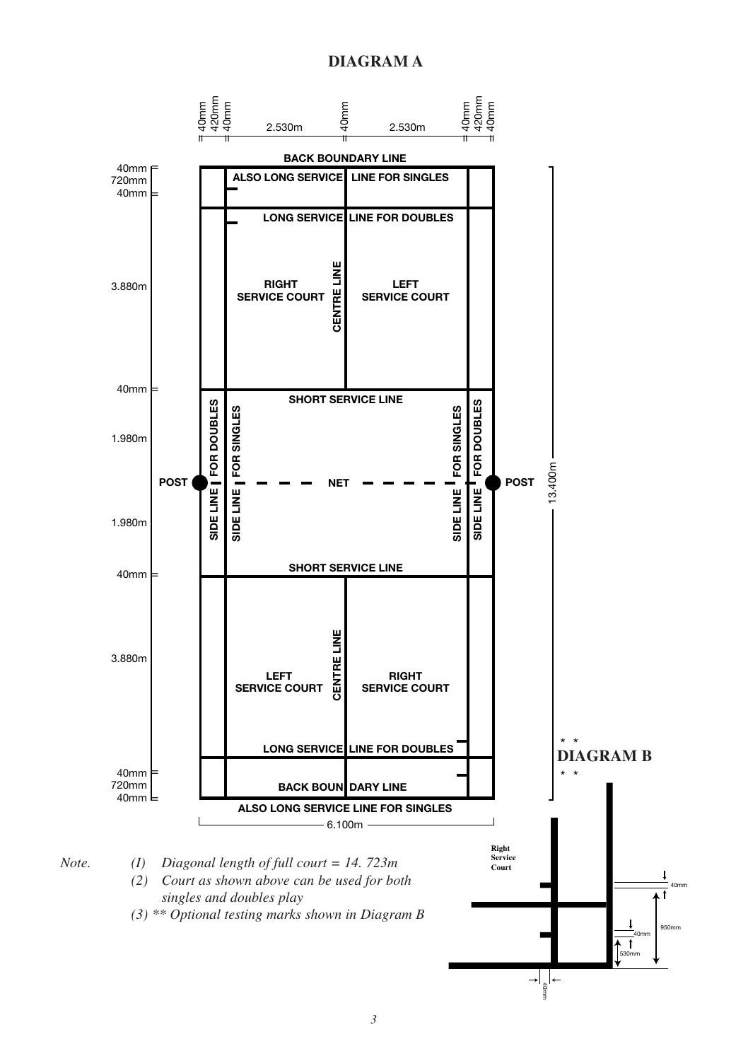# DIAGRAM A

40mm
420mm
40mm
2.530m
40mm
2.530m
40mm
420mm
40mm

BACK BOUNDARY LINE

ALSO LONG SERVICE LINE FOR SINGLES

LONG SERVICE LINE FOR DOUBLES

RIGHT SERVICE COURT

CENTRE LINE

LEFT SERVICE COURT

SHORT SERVICE LINE

SIDE LINE FOR DOUBLES

SIDE LINE FOR SINGLES

POST

NET

POST

SIDE LINE FOR SINGLES

SIDE LINE FOR DOUBLES

SHORT SERVICE LINE

LEFT SERVICE COURT

CENTRE LINE

RIGHT SERVICE COURT

LONG SERVICE LINE FOR DOUBLES

BACK BOUNDARY LINE

ALSO LONG SERVICE LINE FOR SINGLES

40mm
720mm
40mm
3.880m
40mm
1.980m
1.980m
40mm
3.880m
40mm
720mm
40mm

13.400m

6.100m

\*\* DIAGRAM B \*\*

Right Service Court

40mm
950mm
40mm
530mm
40mm

*Note.* *(I) Diagonal length of full court = 14. 723m*

*(2) Court as shown above can be used for both singles and doubles play*

*(3) \*\* Optional testing marks shown in Diagram B*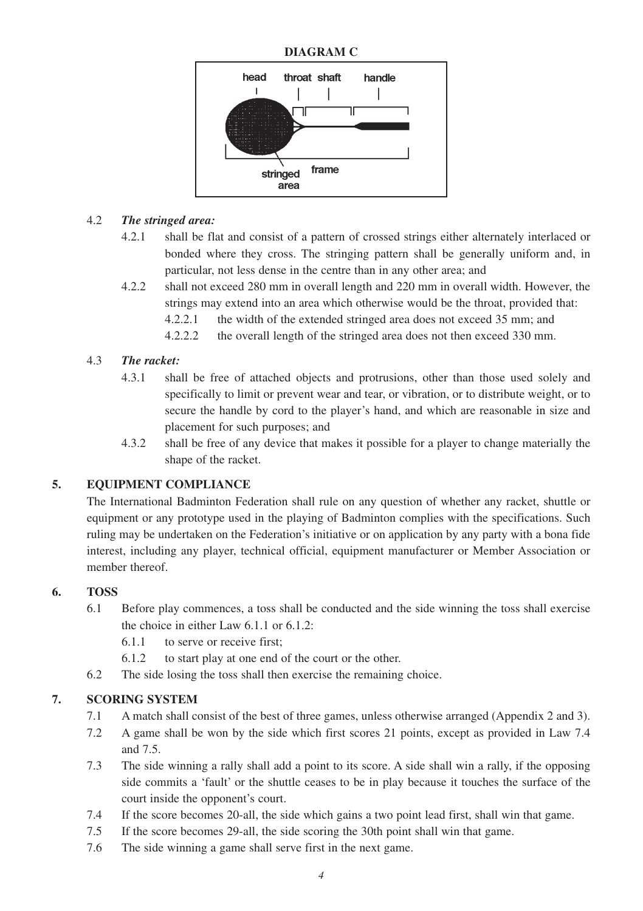**DIAGRAM C**

4.2 ***The stringed area:***

4.2.1 shall be flat and consist of a pattern of crossed strings either alternately interlaced or bonded where they cross. The stringing pattern shall be generally uniform and, in particular, not less dense in the centre than in any other area; and

4.2.2 shall not exceed 280 mm in overall length and 220 mm in overall width. However, the strings may extend into an area which otherwise would be the throat, provided that:

4.2.2.1 the width of the extended stringed area does not exceed 35 mm; and

4.2.2.2 the overall length of the stringed area does not then exceed 330 mm.

4.3 ***The racket:***

4.3.1 shall be free of attached objects and protrusions, other than those used solely and specifically to limit or prevent wear and tear, or vibration, or to distribute weight, or to secure the handle by cord to the player's hand, and which are reasonable in size and placement for such purposes; and

4.3.2 shall be free of any device that makes it possible for a player to change materially the shape of the racket.

## 5. EQUIPMENT COMPLIANCE

The International Badminton Federation shall rule on any question of whether any racket, shuttle or equipment or any prototype used in the playing of Badminton complies with the specifications. Such ruling may be undertaken on the Federation's initiative or on application by any party with a bona fide interest, including any player, technical official, equipment manufacturer or Member Association or member thereof.

## 6. TOSS

6.1 Before play commences, a toss shall be conducted and the side winning the toss shall exercise the choice in either Law 6.1.1 or 6.1.2:

6.1.1 to serve or receive first;

6.1.2 to start play at one end of the court or the other.

6.2 The side losing the toss shall then exercise the remaining choice.

## 7. SCORING SYSTEM

7.1 A match shall consist of the best of three games, unless otherwise arranged (Appendix 2 and 3).

7.2 A game shall be won by the side which first scores 21 points, except as provided in Law 7.4 and 7.5.

7.3 The side winning a rally shall add a point to its score. A side shall win a rally, if the opposing side commits a 'fault' or the shuttle ceases to be in play because it touches the surface of the court inside the opponent's court.

7.4 If the score becomes 20-all, the side which gains a two point lead first, shall win that game.

7.5 If the score becomes 29-all, the side scoring the 30th point shall win that game.

7.6 The side winning a game shall serve first in the next game.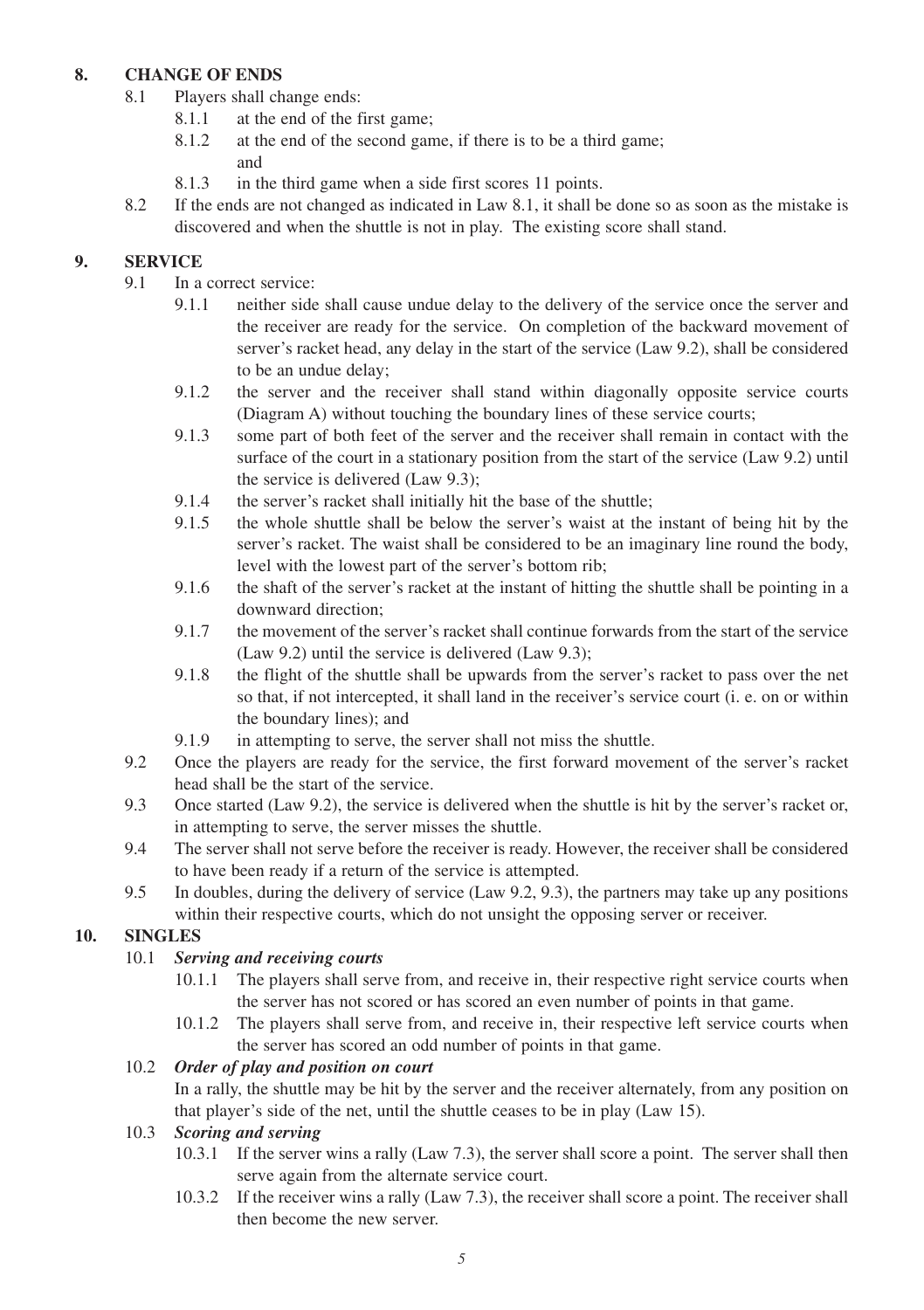## 8. CHANGE OF ENDS

8.1 Players shall change ends:

- 8.1.1 at the end of the first game;
- 8.1.2 at the end of the second game, if there is to be a third game; and
- 8.1.3 in the third game when a side first scores 11 points.

8.2 If the ends are not changed as indicated in Law 8.1, it shall be done so as soon as the mistake is discovered and when the shuttle is not in play. The existing score shall stand.

## 9. SERVICE

9.1 In a correct service:

- 9.1.1 neither side shall cause undue delay to the delivery of the service once the server and the receiver are ready for the service. On completion of the backward movement of server's racket head, any delay in the start of the service (Law 9.2), shall be considered to be an undue delay;
- 9.1.2 the server and the receiver shall stand within diagonally opposite service courts (Diagram A) without touching the boundary lines of these service courts;
- 9.1.3 some part of both feet of the server and the receiver shall remain in contact with the surface of the court in a stationary position from the start of the service (Law 9.2) until the service is delivered (Law 9.3);
- 9.1.4 the server's racket shall initially hit the base of the shuttle;
- 9.1.5 the whole shuttle shall be below the server's waist at the instant of being hit by the server's racket. The waist shall be considered to be an imaginary line round the body, level with the lowest part of the server's bottom rib;
- 9.1.6 the shaft of the server's racket at the instant of hitting the shuttle shall be pointing in a downward direction;
- 9.1.7 the movement of the server's racket shall continue forwards from the start of the service (Law 9.2) until the service is delivered (Law 9.3);
- 9.1.8 the flight of the shuttle shall be upwards from the server's racket to pass over the net so that, if not intercepted, it shall land in the receiver's service court (i. e. on or within the boundary lines); and
- 9.1.9 in attempting to serve, the server shall not miss the shuttle.

9.2 Once the players are ready for the service, the first forward movement of the server's racket head shall be the start of the service.

9.3 Once started (Law 9.2), the service is delivered when the shuttle is hit by the server's racket or, in attempting to serve, the server misses the shuttle.

9.4 The server shall not serve before the receiver is ready. However, the receiver shall be considered to have been ready if a return of the service is attempted.

9.5 In doubles, during the delivery of service (Law 9.2, 9.3), the partners may take up any positions within their respective courts, which do not unsight the opposing server or receiver.

## 10. SINGLES

### 10.1 *Serving and receiving courts*

- 10.1.1 The players shall serve from, and receive in, their respective right service courts when the server has not scored or has scored an even number of points in that game.
- 10.1.2 The players shall serve from, and receive in, their respective left service courts when the server has scored an odd number of points in that game.

### 10.2 *Order of play and position on court*

In a rally, the shuttle may be hit by the server and the receiver alternately, from any position on that player's side of the net, until the shuttle ceases to be in play (Law 15).

### 10.3 *Scoring and serving*

- 10.3.1 If the server wins a rally (Law 7.3), the server shall score a point. The server shall then serve again from the alternate service court.
- 10.3.2 If the receiver wins a rally (Law 7.3), the receiver shall score a point. The receiver shall then become the new server.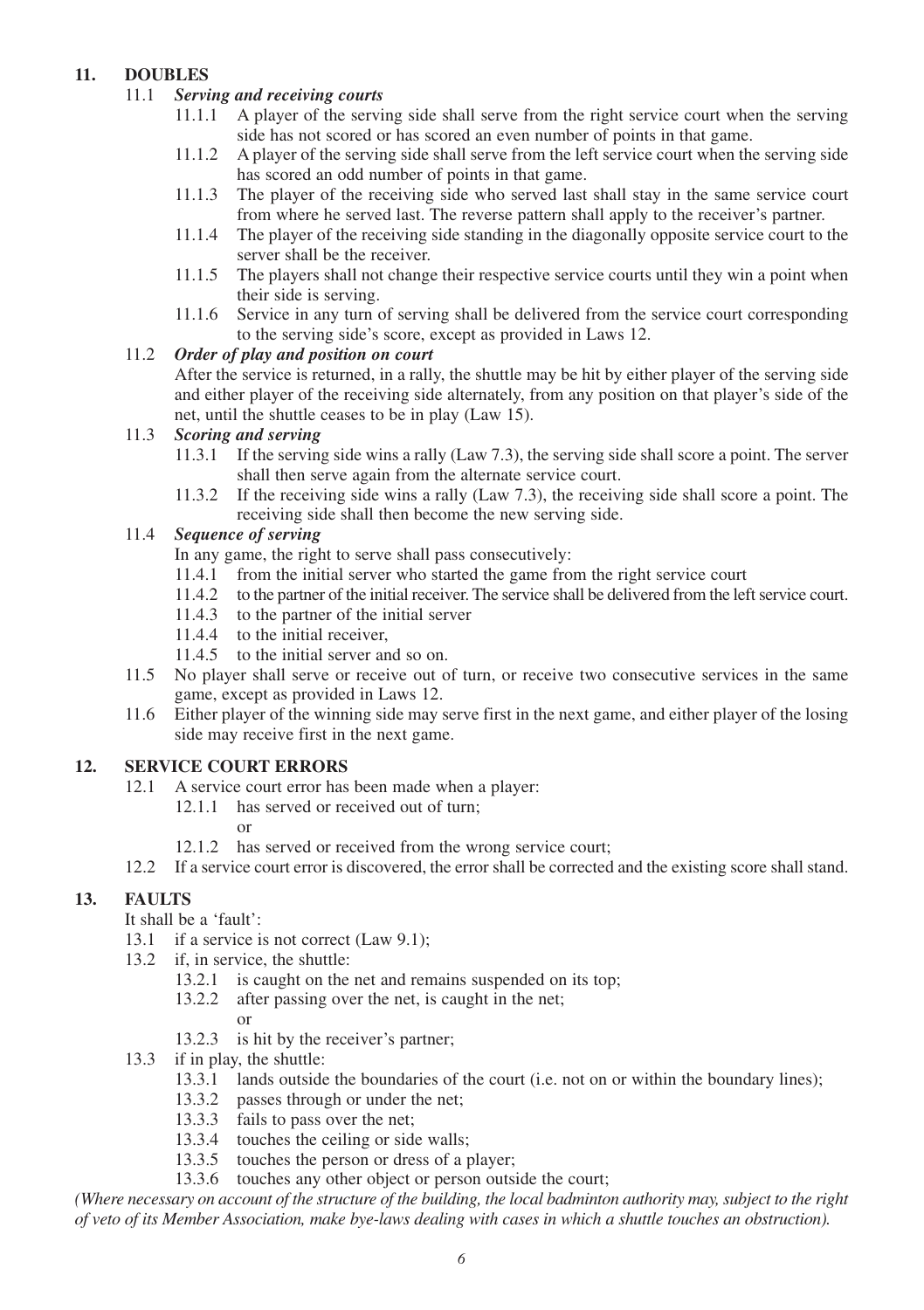## 11. DOUBLES

### 11.1 *Serving and receiving courts*

- 11.1.1 A player of the serving side shall serve from the right service court when the serving side has not scored or has scored an even number of points in that game.
- 11.1.2 A player of the serving side shall serve from the left service court when the serving side has scored an odd number of points in that game.
- 11.1.3 The player of the receiving side who served last shall stay in the same service court from where he served last. The reverse pattern shall apply to the receiver's partner.
- 11.1.4 The player of the receiving side standing in the diagonally opposite service court to the server shall be the receiver.
- 11.1.5 The players shall not change their respective service courts until they win a point when their side is serving.
- 11.1.6 Service in any turn of serving shall be delivered from the service court corresponding to the serving side's score, except as provided in Laws 12.

### 11.2 *Order of play and position on court*

After the service is returned, in a rally, the shuttle may be hit by either player of the serving side and either player of the receiving side alternately, from any position on that player's side of the net, until the shuttle ceases to be in play (Law 15).

### 11.3 *Scoring and serving*

- 11.3.1 If the serving side wins a rally (Law 7.3), the serving side shall score a point. The server shall then serve again from the alternate service court.
- 11.3.2 If the receiving side wins a rally (Law 7.3), the receiving side shall score a point. The receiving side shall then become the new serving side.

### 11.4 *Sequence of serving*

In any game, the right to serve shall pass consecutively:

- 11.4.1 from the initial server who started the game from the right service court
- 11.4.2 to the partner of the initial receiver. The service shall be delivered from the left service court.
- 11.4.3 to the partner of the initial server
- 11.4.4 to the initial receiver,
- 11.4.5 to the initial server and so on.

11.5 No player shall serve or receive out of turn, or receive two consecutive services in the same game, except as provided in Laws 12.

11.6 Either player of the winning side may serve first in the next game, and either player of the losing side may receive first in the next game.

## 12. SERVICE COURT ERRORS

12.1 A service court error has been made when a player:

- 12.1.1 has served or received out of turn;

  or

- 12.1.2 has served or received from the wrong service court;

12.2 If a service court error is discovered, the error shall be corrected and the existing score shall stand.

## 13. FAULTS

It shall be a 'fault':

13.1 if a service is not correct (Law 9.1);

13.2 if, in service, the shuttle:

- 13.2.1 is caught on the net and remains suspended on its top;
- 13.2.2 after passing over the net, is caught in the net;

  or

- 13.2.3 is hit by the receiver's partner;

13.3 if in play, the shuttle:

- 13.3.1 lands outside the boundaries of the court (i.e. not on or within the boundary lines);
- 13.3.2 passes through or under the net;
- 13.3.3 fails to pass over the net;
- 13.3.4 touches the ceiling or side walls;
- 13.3.5 touches the person or dress of a player;
- 13.3.6 touches any other object or person outside the court;

*(Where necessary on account of the structure of the building, the local badminton authority may, subject to the right of veto of its Member Association, make bye-laws dealing with cases in which a shuttle touches an obstruction).*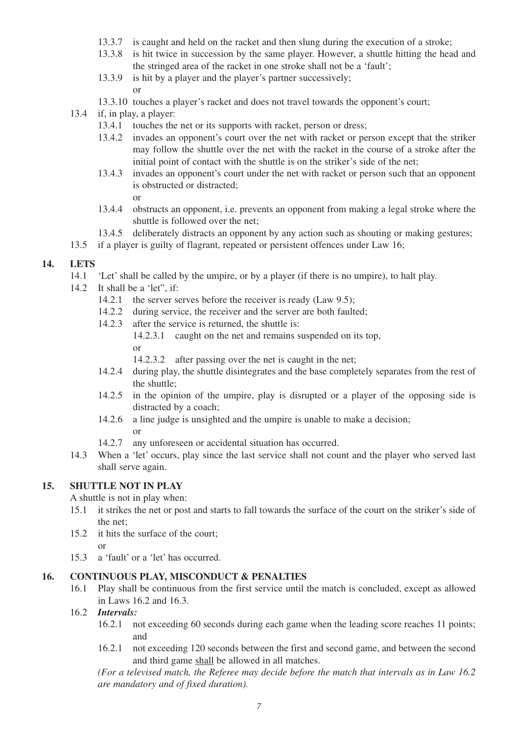- 13.3.7 is caught and held on the racket and then slung during the execution of a stroke;
- 13.3.8 is hit twice in succession by the same player. However, a shuttle hitting the head and the stringed area of the racket in one stroke shall not be a 'fault';
- 13.3.9 is hit by a player and the player's partner successively;
  or
- 13.3.10 touches a player's racket and does not travel towards the opponent's court;

13.4 if, in play, a player:

- 13.4.1 touches the net or its supports with racket, person or dress;
- 13.4.2 invades an opponent's court over the net with racket or person except that the striker may follow the shuttle over the net with the racket in the course of a stroke after the initial point of contact with the shuttle is on the striker's side of the net;
- 13.4.3 invades an opponent's court under the net with racket or person such that an opponent is obstructed or distracted;
  or
- 13.4.4 obstructs an opponent, i.e. prevents an opponent from making a legal stroke where the shuttle is followed over the net;
- 13.4.5 deliberately distracts an opponent by any action such as shouting or making gestures;

13.5 if a player is guilty of flagrant, repeated or persistent offences under Law 16;

## 14. LETS

14.1 'Let' shall be called by the umpire, or by a player (if there is no umpire), to halt play.

14.2 It shall be a "let", if:

- 14.2.1 the server serves before the receiver is ready (Law 9.5);
- 14.2.2 during service, the receiver and the server are both faulted;
- 14.2.3 after the service is returned, the shuttle is:
  - 14.2.3.1 caught on the net and remains suspended on its top,
    or
  - 14.2.3.2 after passing over the net is caught in the net;
- 14.2.4 during play, the shuttle disintegrates and the base completely separates from the rest of the shuttle;
- 14.2.5 in the opinion of the umpire, play is disrupted or a player of the opposing side is distracted by a coach;
- 14.2.6 a line judge is unsighted and the umpire is unable to make a decision;
  or
- 14.2.7 any unforeseen or accidental situation has occurred.

14.3 When a 'let' occurs, play since the last service shall not count and the player who served last shall serve again.

## 15. SHUTTLE NOT IN PLAY

A shuttle is not in play when:

- 15.1 it strikes the net or post and starts to fall towards the surface of the court on the striker's side of the net;
- 15.2 it hits the surface of the court;
  or
- 15.3 a 'fault' or a 'let' has occurred.

## 16. CONTINUOUS PLAY, MISCONDUCT & PENALTIES

16.1 Play shall be continuous from the first service until the match is concluded, except as allowed in Laws 16.2 and 16.3.

16.2 ***Intervals:***

- 16.2.1 not exceeding 60 seconds during each game when the leading score reaches 11 points; and
- 16.2.1 not exceeding 120 seconds between the first and second game, and between the second and third game <u>shall</u> be allowed in all matches.

*(For a televised match, the Referee may decide before the match that intervals as in Law 16.2 are mandatory and of fixed duration).*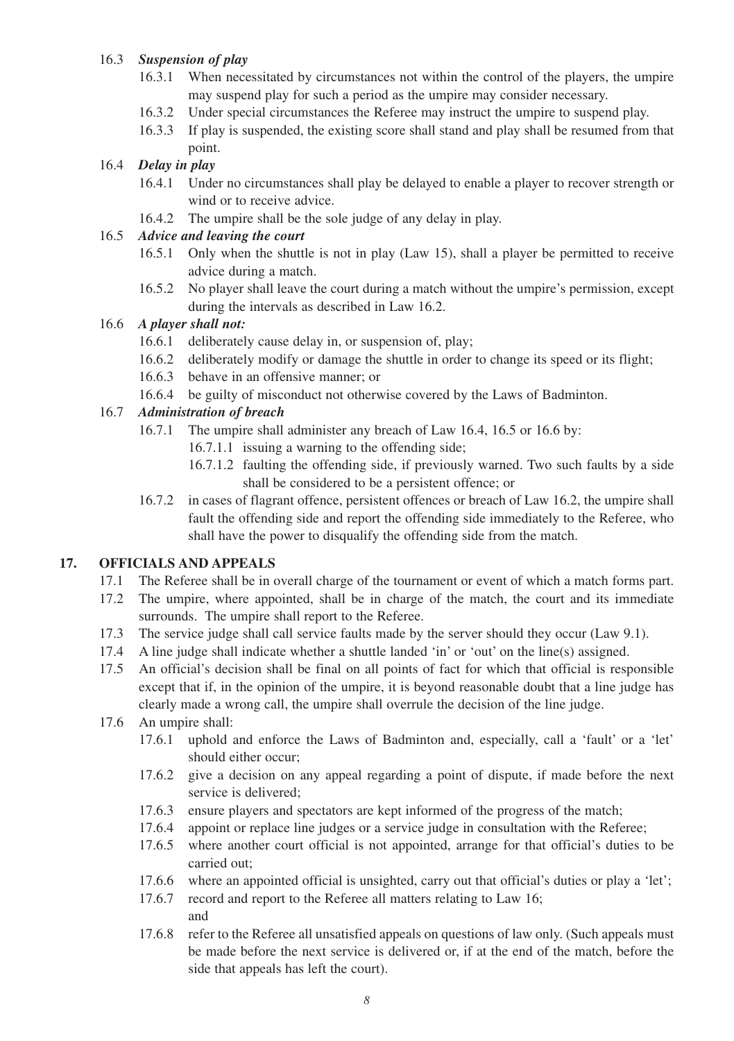16.3 ***Suspension of play***

16.3.1 When necessitated by circumstances not within the control of the players, the umpire may suspend play for such a period as the umpire may consider necessary.

16.3.2 Under special circumstances the Referee may instruct the umpire to suspend play.

16.3.3 If play is suspended, the existing score shall stand and play shall be resumed from that point.

16.4 ***Delay in play***

16.4.1 Under no circumstances shall play be delayed to enable a player to recover strength or wind or to receive advice.

16.4.2 The umpire shall be the sole judge of any delay in play.

16.5 ***Advice and leaving the court***

16.5.1 Only when the shuttle is not in play (Law 15), shall a player be permitted to receive advice during a match.

16.5.2 No player shall leave the court during a match without the umpire's permission, except during the intervals as described in Law 16.2.

16.6 ***A player shall not:***

16.6.1 deliberately cause delay in, or suspension of, play;

16.6.2 deliberately modify or damage the shuttle in order to change its speed or its flight;

16.6.3 behave in an offensive manner; or

16.6.4 be guilty of misconduct not otherwise covered by the Laws of Badminton.

16.7 ***Administration of breach***

16.7.1 The umpire shall administer any breach of Law 16.4, 16.5 or 16.6 by:

16.7.1.1 issuing a warning to the offending side;

16.7.1.2 faulting the offending side, if previously warned. Two such faults by a side shall be considered to be a persistent offence; or

16.7.2 in cases of flagrant offence, persistent offences or breach of Law 16.2, the umpire shall fault the offending side and report the offending side immediately to the Referee, who shall have the power to disqualify the offending side from the match.

## 17. OFFICIALS AND APPEALS

17.1 The Referee shall be in overall charge of the tournament or event of which a match forms part.

17.2 The umpire, where appointed, shall be in charge of the match, the court and its immediate surrounds. The umpire shall report to the Referee.

17.3 The service judge shall call service faults made by the server should they occur (Law 9.1).

17.4 A line judge shall indicate whether a shuttle landed 'in' or 'out' on the line(s) assigned.

17.5 An official's decision shall be final on all points of fact for which that official is responsible except that if, in the opinion of the umpire, it is beyond reasonable doubt that a line judge has clearly made a wrong call, the umpire shall overrule the decision of the line judge.

17.6 An umpire shall:

17.6.1 uphold and enforce the Laws of Badminton and, especially, call a 'fault' or a 'let' should either occur;

17.6.2 give a decision on any appeal regarding a point of dispute, if made before the next service is delivered;

17.6.3 ensure players and spectators are kept informed of the progress of the match;

17.6.4 appoint or replace line judges or a service judge in consultation with the Referee;

17.6.5 where another court official is not appointed, arrange for that official's duties to be carried out;

17.6.6 where an appointed official is unsighted, carry out that official's duties or play a 'let';

17.6.7 record and report to the Referee all matters relating to Law 16; and

17.6.8 refer to the Referee all unsatisfied appeals on questions of law only. (Such appeals must be made before the next service is delivered or, if at the end of the match, before the side that appeals has left the court).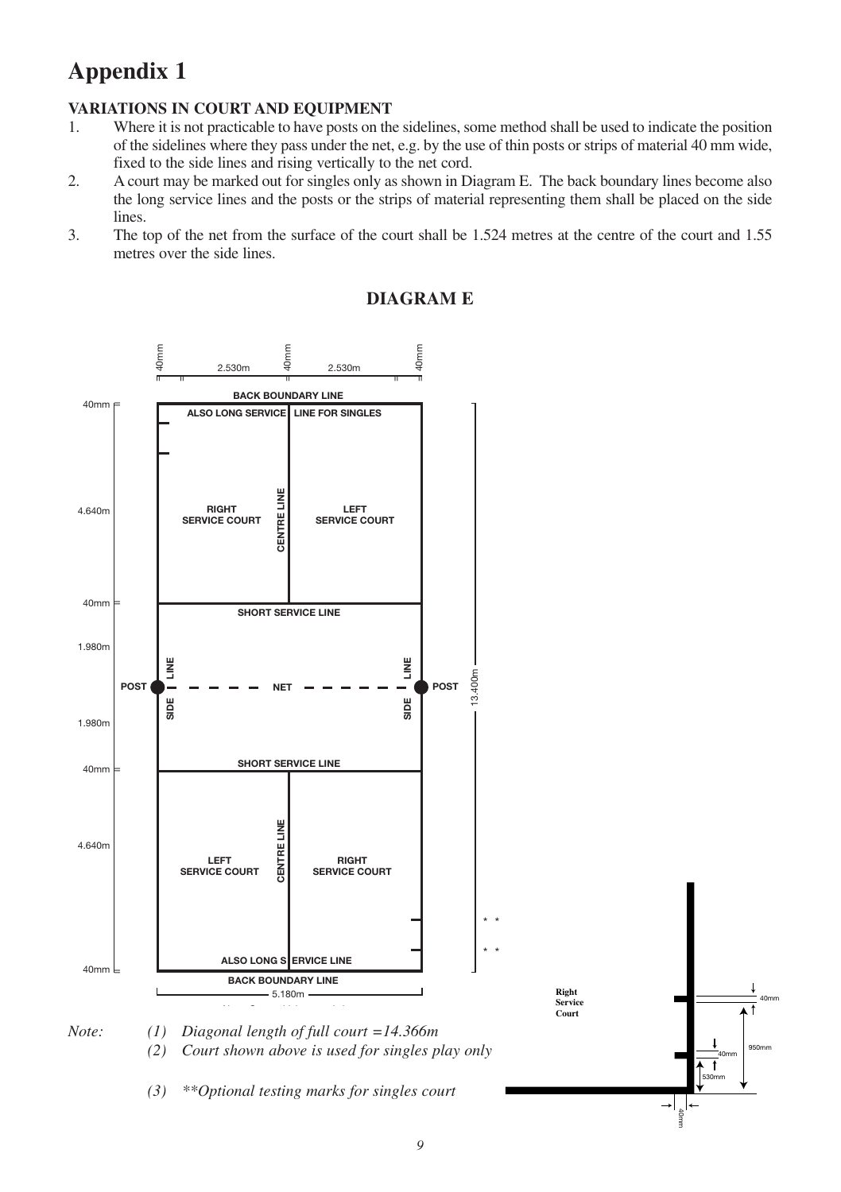# Appendix 1

**VARIATIONS IN COURT AND EQUIPMENT**

1. Where it is not practicable to have posts on the sidelines, some method shall be used to indicate the position of the sidelines where they pass under the net, e.g. by the use of thin posts or strips of material 40 mm wide, fixed to the side lines and rising vertically to the net cord.
2. A court may be marked out for singles only as shown in Diagram E. The back boundary lines become also the long service lines and the posts or the strips of material representing them shall be placed on the side lines.
3. The top of the net from the surface of the court shall be 1.524 metres at the centre of the court and 1.55 metres over the side lines.

## DIAGRAM E

40mm 2.530m 40mm 2.530m 40mm

BACK BOUNDARY LINE

ALSO LONG SERVICE LINE FOR SINGLES

40mm

4.640m

RIGHT SERVICE COURT

CENTRE LINE

LEFT SERVICE COURT

40mm

SHORT SERVICE LINE

1.980m

POST SIDE LINE NET SIDE LINE POST

13.400m

1.980m

40mm

SHORT SERVICE LINE

4.640m

LEFT SERVICE COURT

CENTRE LINE

RIGHT SERVICE COURT

\* \*

\* \*

ALSO LONG SERVICE LINE

40mm

BACK BOUNDARY LINE

5.180m

Right Service Court

40mm

950mm

40mm

530mm

40mm

*Note:* *(1) Diagonal length of full court =14.366m*

*(2) Court shown above is used for singles play only*

*(3) \*\*Optional testing marks for singles court*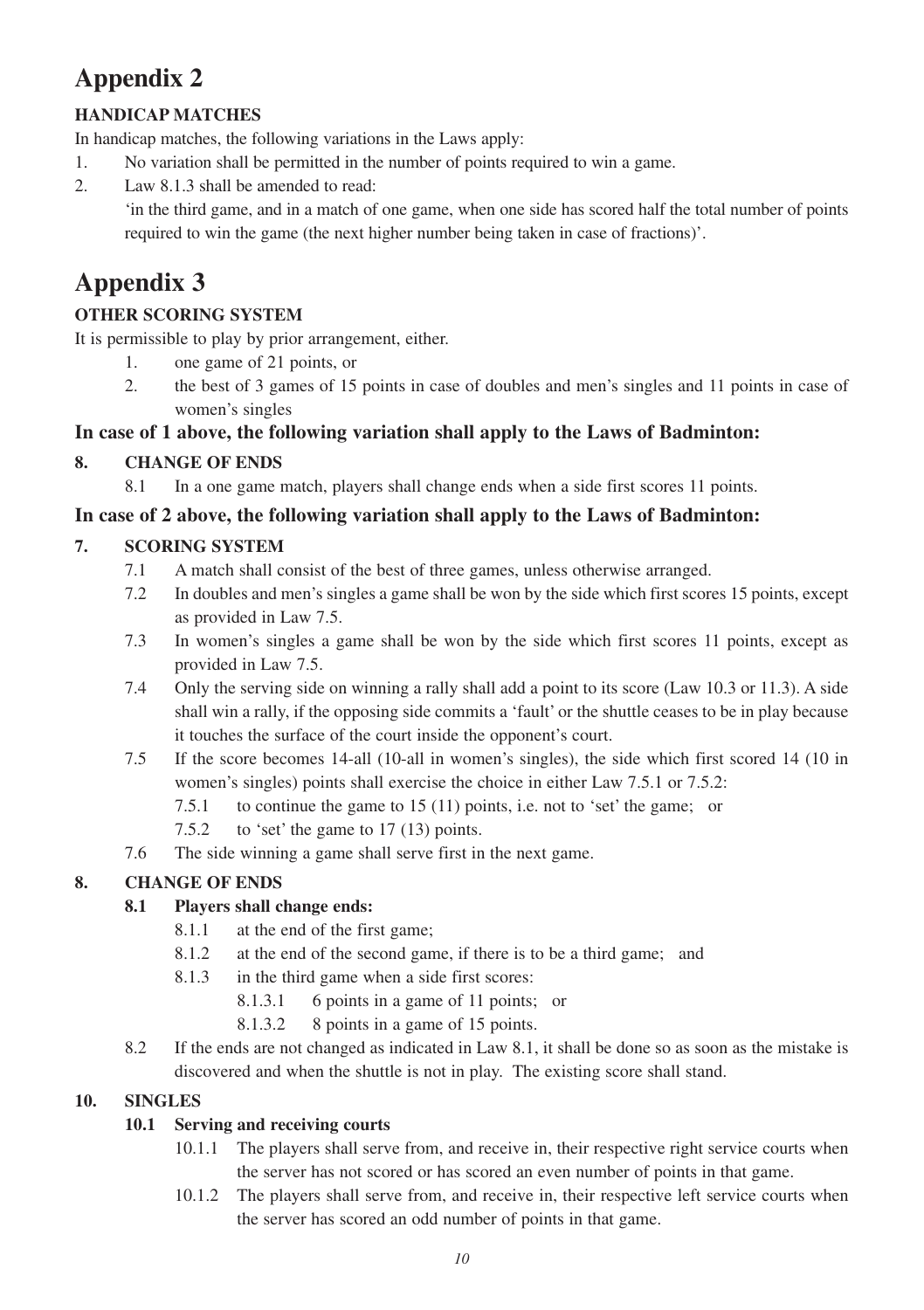# Appendix 2

**HANDICAP MATCHES**

In handicap matches, the following variations in the Laws apply:

1. No variation shall be permitted in the number of points required to win a game.
2. Law 8.1.3 shall be amended to read:

   'in the third game, and in a match of one game, when one side has scored half the total number of points required to win the game (the next higher number being taken in case of fractions)'.

# Appendix 3

**OTHER SCORING SYSTEM**

It is permissible to play by prior arrangement, either.

1. one game of 21 points, or
2. the best of 3 games of 15 points in case of doubles and men's singles and 11 points in case of women's singles

### In case of 1 above, the following variation shall apply to the Laws of Badminton:

**8. CHANGE OF ENDS**

8.1 In a one game match, players shall change ends when a side first scores 11 points.

### In case of 2 above, the following variation shall apply to the Laws of Badminton:

**7. SCORING SYSTEM**

7.1 A match shall consist of the best of three games, unless otherwise arranged.

7.2 In doubles and men's singles a game shall be won by the side which first scores 15 points, except as provided in Law 7.5.

7.3 In women's singles a game shall be won by the side which first scores 11 points, except as provided in Law 7.5.

7.4 Only the serving side on winning a rally shall add a point to its score (Law 10.3 or 11.3). A side shall win a rally, if the opposing side commits a 'fault' or the shuttle ceases to be in play because it touches the surface of the court inside the opponent's court.

7.5 If the score becomes 14-all (10-all in women's singles), the side which first scored 14 (10 in women's singles) points shall exercise the choice in either Law 7.5.1 or 7.5.2:

- 7.5.1 to continue the game to 15 (11) points, i.e. not to 'set' the game; or
- 7.5.2 to 'set' the game to 17 (13) points.

7.6 The side winning a game shall serve first in the next game.

**8. CHANGE OF ENDS**

**8.1 Players shall change ends:**

- 8.1.1 at the end of the first game;
- 8.1.2 at the end of the second game, if there is to be a third game; and
- 8.1.3 in the third game when a side first scores:
  - 8.1.3.1 6 points in a game of 11 points; or
  - 8.1.3.2 8 points in a game of 15 points.

8.2 If the ends are not changed as indicated in Law 8.1, it shall be done so as soon as the mistake is discovered and when the shuttle is not in play. The existing score shall stand.

**10. SINGLES**

**10.1 Serving and receiving courts**

- 10.1.1 The players shall serve from, and receive in, their respective right service courts when the server has not scored or has scored an even number of points in that game.
- 10.1.2 The players shall serve from, and receive in, their respective left service courts when the server has scored an odd number of points in that game.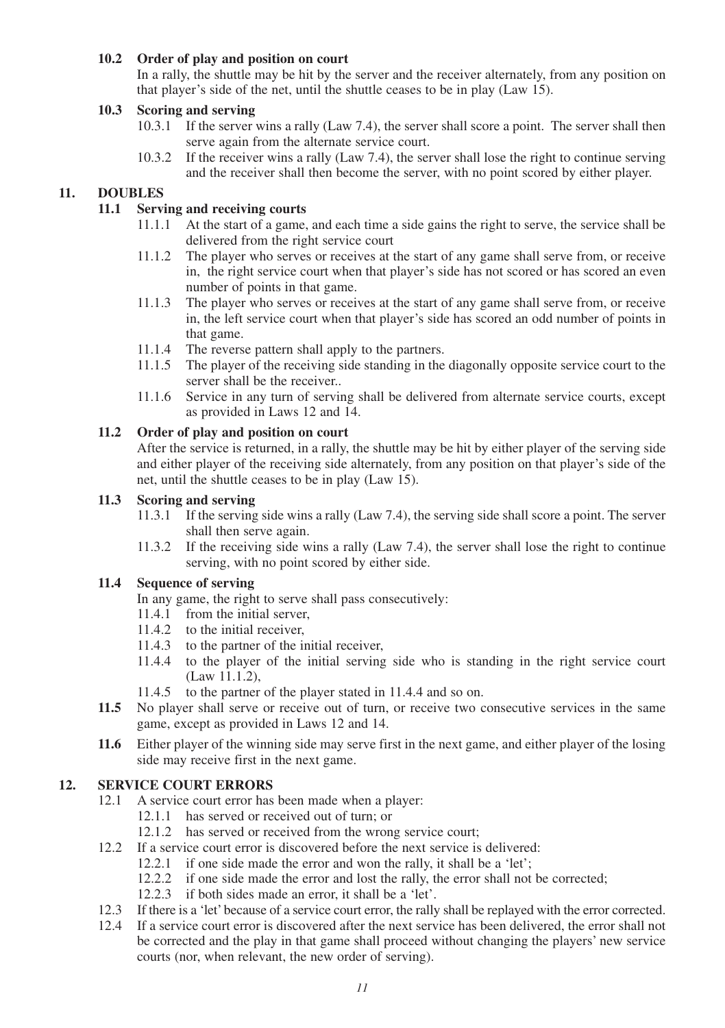### 10.2 Order of play and position on court

In a rally, the shuttle may be hit by the server and the receiver alternately, from any position on that player's side of the net, until the shuttle ceases to be in play (Law 15).

### 10.3 Scoring and serving

- 10.3.1 If the server wins a rally (Law 7.4), the server shall score a point. The server shall then serve again from the alternate service court.
- 10.3.2 If the receiver wins a rally (Law 7.4), the server shall lose the right to continue serving and the receiver shall then become the server, with no point scored by either player.

## 11. DOUBLES

### 11.1 Serving and receiving courts

- 11.1.1 At the start of a game, and each time a side gains the right to serve, the service shall be delivered from the right service court
- 11.1.2 The player who serves or receives at the start of any game shall serve from, or receive in, the right service court when that player's side has not scored or has scored an even number of points in that game.
- 11.1.3 The player who serves or receives at the start of any game shall serve from, or receive in, the left service court when that player's side has scored an odd number of points in that game.
- 11.1.4 The reverse pattern shall apply to the partners.
- 11.1.5 The player of the receiving side standing in the diagonally opposite service court to the server shall be the receiver..
- 11.1.6 Service in any turn of serving shall be delivered from alternate service courts, except as provided in Laws 12 and 14.

### 11.2 Order of play and position on court

After the service is returned, in a rally, the shuttle may be hit by either player of the serving side and either player of the receiving side alternately, from any position on that player's side of the net, until the shuttle ceases to be in play (Law 15).

### 11.3 Scoring and serving

- 11.3.1 If the serving side wins a rally (Law 7.4), the serving side shall score a point. The server shall then serve again.
- 11.3.2 If the receiving side wins a rally (Law 7.4), the server shall lose the right to continue serving, with no point scored by either side.

### 11.4 Sequence of serving

In any game, the right to serve shall pass consecutively:

- 11.4.1 from the initial server,
- 11.4.2 to the initial receiver,
- 11.4.3 to the partner of the initial receiver,
- 11.4.4 to the player of the initial serving side who is standing in the right service court (Law 11.1.2),
- 11.4.5 to the partner of the player stated in 11.4.4 and so on.

**11.5** No player shall serve or receive out of turn, or receive two consecutive services in the same game, except as provided in Laws 12 and 14.

**11.6** Either player of the winning side may serve first in the next game, and either player of the losing side may receive first in the next game.

## 12. SERVICE COURT ERRORS

- 12.1 A service court error has been made when a player:
  - 12.1.1 has served or received out of turn; or
  - 12.1.2 has served or received from the wrong service court;
- 12.2 If a service court error is discovered before the next service is delivered:
  - 12.2.1 if one side made the error and won the rally, it shall be a 'let';
  - 12.2.2 if one side made the error and lost the rally, the error shall not be corrected;
  - 12.2.3 if both sides made an error, it shall be a 'let'.
- 12.3 If there is a 'let' because of a service court error, the rally shall be replayed with the error corrected.
- 12.4 If a service court error is discovered after the next service has been delivered, the error shall not be corrected and the play in that game shall proceed without changing the players' new service courts (nor, when relevant, the new order of serving).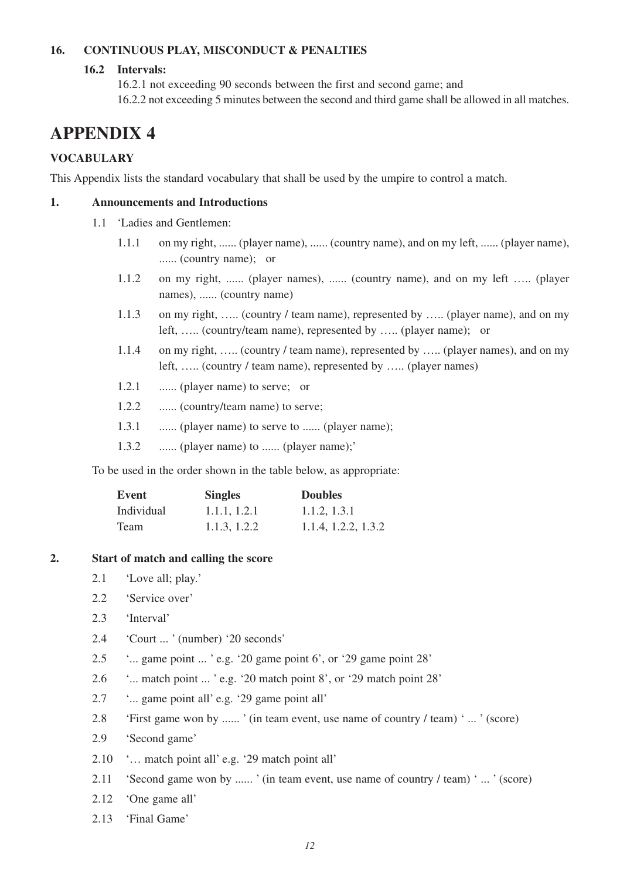## 16. CONTINUOUS PLAY, MISCONDUCT & PENALTIES

### 16.2 Intervals:

16.2.1 not exceeding 90 seconds between the first and second game; and

16.2.2 not exceeding 5 minutes between the second and third game shall be allowed in all matches.

# APPENDIX 4

## VOCABULARY

This Appendix lists the standard vocabulary that shall be used by the umpire to control a match.

### 1. Announcements and Introductions

1.1 'Ladies and Gentlemen:

- 1.1.1 on my right, ...... (player name), ...... (country name), and on my left, ...... (player name), ...... (country name); or
- 1.1.2 on my right, ...... (player names), ...... (country name), and on my left ….. (player names), ...... (country name)
- 1.1.3 on my right, ….. (country / team name), represented by ….. (player name), and on my left, ….. (country/team name), represented by ….. (player name); or
- 1.1.4 on my right, ….. (country / team name), represented by ….. (player names), and on my left, ….. (country / team name), represented by ….. (player names)
- 1.2.1 ...... (player name) to serve; or
- 1.2.2 ...... (country/team name) to serve;
- 1.3.1 ...... (player name) to serve to ...... (player name);
- 1.3.2 ...... (player name) to ...... (player name);'

To be used in the order shown in the table below, as appropriate:

| Event | Singles | Doubles |
|---|---|---|
| Individual | 1.1.1, 1.2.1 | 1.1.2, 1.3.1 |
| Team | 1.1.3, 1.2.2 | 1.1.4, 1.2.2, 1.3.2 |

### 2. Start of match and calling the score

- 2.1 'Love all; play.'
- 2.2 'Service over'
- 2.3 'Interval'
- 2.4 'Court ... ' (number) '20 seconds'
- 2.5 '... game point ... ' e.g. '20 game point 6', or '29 game point 28'
- 2.6 '... match point ... ' e.g. '20 match point 8', or '29 match point 28'
- 2.7 '... game point all' e.g. '29 game point all'
- 2.8 'First game won by ...... ' (in team event, use name of country / team) ' ... ' (score)
- 2.9 'Second game'
- 2.10 '… match point all' e.g. '29 match point all'
- 2.11 'Second game won by ...... ' (in team event, use name of country / team) ' ... ' (score)
- 2.12 'One game all'
- 2.13 'Final Game'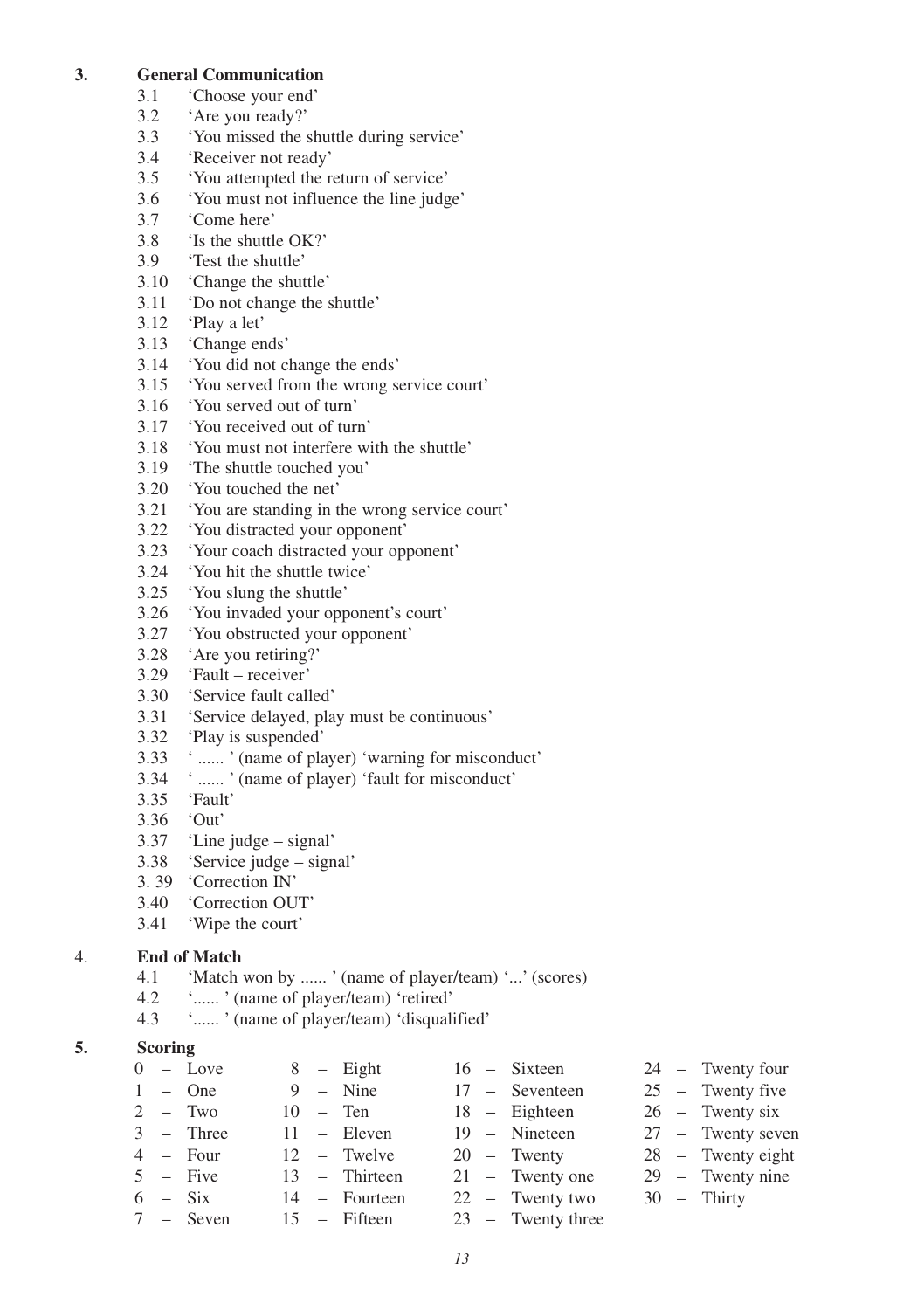## 3. General Communication

3.1 'Choose your end'
3.2 'Are you ready?'
3.3 'You missed the shuttle during service'
3.4 'Receiver not ready'
3.5 'You attempted the return of service'
3.6 'You must not influence the line judge'
3.7 'Come here'
3.8 'Is the shuttle OK?'
3.9 'Test the shuttle'
3.10 'Change the shuttle'
3.11 'Do not change the shuttle'
3.12 'Play a let'
3.13 'Change ends'
3.14 'You did not change the ends'
3.15 'You served from the wrong service court'
3.16 'You served out of turn'
3.17 'You received out of turn'
3.18 'You must not interfere with the shuttle'
3.19 'The shuttle touched you'
3.20 'You touched the net'
3.21 'You are standing in the wrong service court'
3.22 'You distracted your opponent'
3.23 'Your coach distracted your opponent'
3.24 'You hit the shuttle twice'
3.25 'You slung the shuttle'
3.26 'You invaded your opponent's court'
3.27 'You obstructed your opponent'
3.28 'Are you retiring?'
3.29 'Fault – receiver'
3.30 'Service fault called'
3.31 'Service delayed, play must be continuous'
3.32 'Play is suspended'
3.33 ' ...... ' (name of player) 'warning for misconduct'
3.34 ' ...... ' (name of player) 'fault for misconduct'
3.35 'Fault'
3.36 'Out'
3.37 'Line judge – signal'
3.38 'Service judge – signal'
3. 39 'Correction IN'
3.40 'Correction OUT'
3.41 'Wipe the court'

## 4. End of Match

4.1 'Match won by ...... ' (name of player/team) '...' (scores)
4.2 '...... ' (name of player/team) 'retired'
4.3 '...... ' (name of player/team) 'disqualified'

## 5. Scoring

| | | | |
|---|---|---|---|
| 0 – Love | 8 – Eight | 16 – Sixteen | 24 – Twenty four |
| 1 – One | 9 – Nine | 17 – Seventeen | 25 – Twenty five |
| 2 – Two | 10 – Ten | 18 – Eighteen | 26 – Twenty six |
| 3 – Three | 11 – Eleven | 19 – Nineteen | 27 – Twenty seven |
| 4 – Four | 12 – Twelve | 20 – Twenty | 28 – Twenty eight |
| 5 – Five | 13 – Thirteen | 21 – Twenty one | 29 – Twenty nine |
| 6 – Six | 14 – Fourteen | 22 – Twenty two | 30 – Thirty |
| 7 – Seven | 15 – Fifteen | 23 – Twenty three | |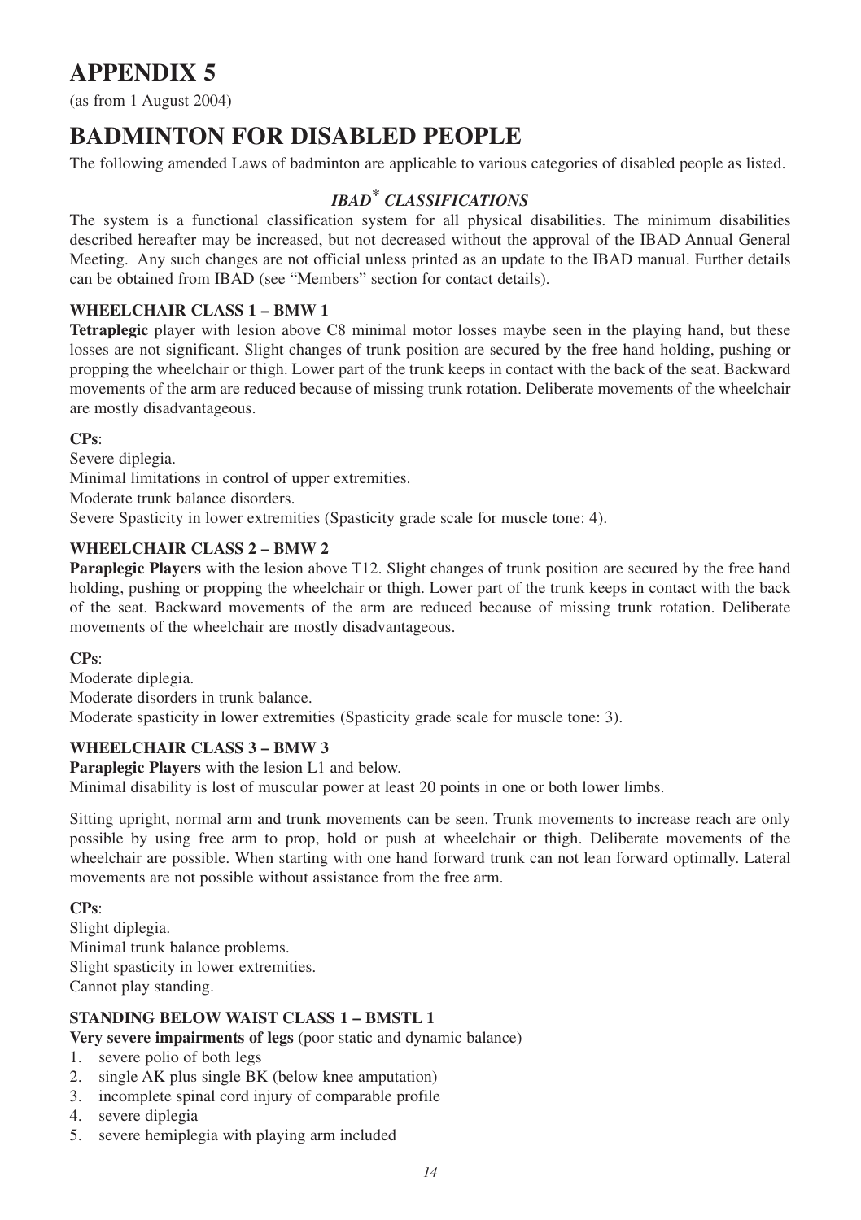# APPENDIX 5

(as from 1 August 2004)

# BADMINTON FOR DISABLED PEOPLE

The following amended Laws of badminton are applicable to various categories of disabled people as listed.

## *IBAD\* CLASSIFICATIONS*

The system is a functional classification system for all physical disabilities. The minimum disabilities described hereafter may be increased, but not decreased without the approval of the IBAD Annual General Meeting. Any such changes are not official unless printed as an update to the IBAD manual. Further details can be obtained from IBAD (see "Members" section for contact details).

### WHEELCHAIR CLASS 1 – BMW 1

**Tetraplegic** player with lesion above C8 minimal motor losses maybe seen in the playing hand, but these losses are not significant. Slight changes of trunk position are secured by the free hand holding, pushing or propping the wheelchair or thigh. Lower part of the trunk keeps in contact with the back of the seat. Backward movements of the arm are reduced because of missing trunk rotation. Deliberate movements of the wheelchair are mostly disadvantageous.

**CPs**:

Severe diplegia.
Minimal limitations in control of upper extremities.
Moderate trunk balance disorders.
Severe Spasticity in lower extremities (Spasticity grade scale for muscle tone: 4).

### WHEELCHAIR CLASS 2 – BMW 2

**Paraplegic Players** with the lesion above T12. Slight changes of trunk position are secured by the free hand holding, pushing or propping the wheelchair or thigh. Lower part of the trunk keeps in contact with the back of the seat. Backward movements of the arm are reduced because of missing trunk rotation. Deliberate movements of the wheelchair are mostly disadvantageous.

**CPs**:

Moderate diplegia.
Moderate disorders in trunk balance.
Moderate spasticity in lower extremities (Spasticity grade scale for muscle tone: 3).

### WHEELCHAIR CLASS 3 – BMW 3

**Paraplegic Players** with the lesion L1 and below.
Minimal disability is lost of muscular power at least 20 points in one or both lower limbs.

Sitting upright, normal arm and trunk movements can be seen. Trunk movements to increase reach are only possible by using free arm to prop, hold or push at wheelchair or thigh. Deliberate movements of the wheelchair are possible. When starting with one hand forward trunk can not lean forward optimally. Lateral movements are not possible without assistance from the free arm.

**CPs**:

Slight diplegia.
Minimal trunk balance problems.
Slight spasticity in lower extremities.
Cannot play standing.

### STANDING BELOW WAIST CLASS 1 – BMSTL 1

**Very severe impairments of legs** (poor static and dynamic balance)

1. severe polio of both legs
2. single AK plus single BK (below knee amputation)
3. incomplete spinal cord injury of comparable profile
4. severe diplegia
5. severe hemiplegia with playing arm included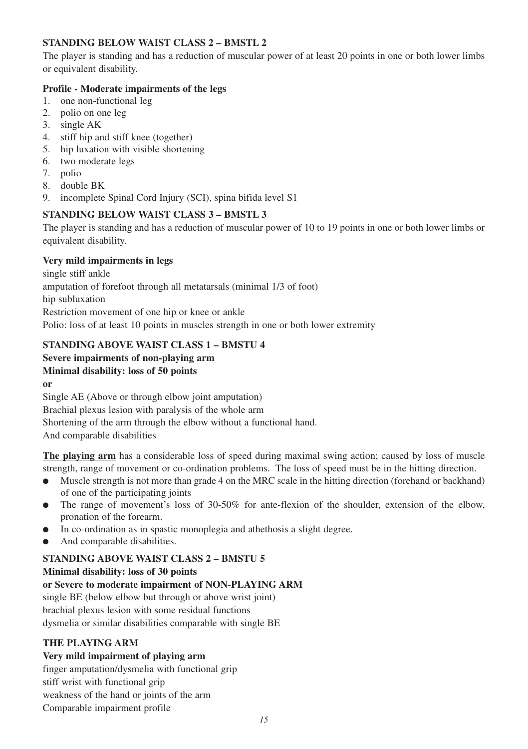### STANDING BELOW WAIST CLASS 2 – BMSTL 2

The player is standing and has a reduction of muscular power of at least 20 points in one or both lower limbs or equivalent disability.

**Profile - Moderate impairments of the legs**

1. one non-functional leg
2. polio on one leg
3. single AK
4. stiff hip and stiff knee (together)
5. hip luxation with visible shortening
6. two moderate legs
7. polio
8. double BK
9. incomplete Spinal Cord Injury (SCI), spina bifida level S1

### STANDING BELOW WAIST CLASS 3 – BMSTL 3

The player is standing and has a reduction of muscular power of 10 to 19 points in one or both lower limbs or equivalent disability.

**Very mild impairments in legs**

single stiff ankle
amputation of forefoot through all metatarsals (minimal 1/3 of foot)
hip subluxation
Restriction movement of one hip or knee or ankle
Polio: loss of at least 10 points in muscles strength in one or both lower extremity

### STANDING ABOVE WAIST CLASS 1 – BMSTU 4

**Severe impairments of non-playing arm**
**Minimal disability: loss of 50 points**
**or**

Single AE (Above or through elbow joint amputation)
Brachial plexus lesion with paralysis of the whole arm
Shortening of the arm through the elbow without a functional hand.
And comparable disabilities

**The playing arm** has a considerable loss of speed during maximal swing action; caused by loss of muscle strength, range of movement or co-ordination problems. The loss of speed must be in the hitting direction.

- Muscle strength is not more than grade 4 on the MRC scale in the hitting direction (forehand or backhand) of one of the participating joints
- The range of movement's loss of 30-50% for ante-flexion of the shoulder, extension of the elbow, pronation of the forearm.
- In co-ordination as in spastic monoplegia and athethosis a slight degree.
- And comparable disabilities.

### STANDING ABOVE WAIST CLASS 2 – BMSTU 5

**Minimal disability: loss of 30 points**
**or Severe to moderate impairment of NON-PLAYING ARM**

single BE (below elbow but through or above wrist joint)
brachial plexus lesion with some residual functions
dysmelia or similar disabilities comparable with single BE

### THE PLAYING ARM

**Very mild impairment of playing arm**

finger amputation/dysmelia with functional grip
stiff wrist with functional grip
weakness of the hand or joints of the arm
Comparable impairment profile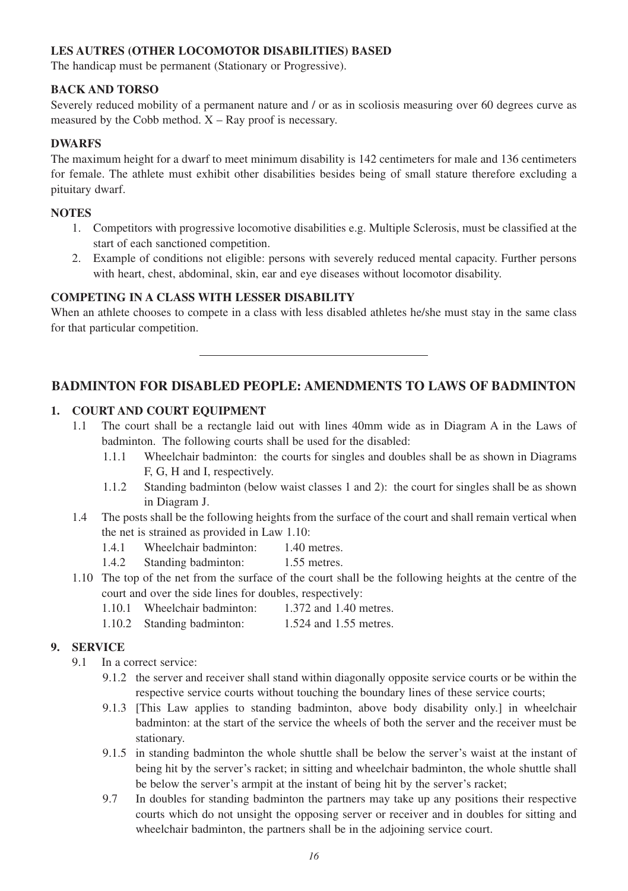### LES AUTRES (OTHER LOCOMOTOR DISABILITIES) BASED

The handicap must be permanent (Stationary or Progressive).

### BACK AND TORSO

Severely reduced mobility of a permanent nature and / or as in scoliosis measuring over 60 degrees curve as measured by the Cobb method. X – Ray proof is necessary.

### DWARFS

The maximum height for a dwarf to meet minimum disability is 142 centimeters for male and 136 centimeters for female. The athlete must exhibit other disabilities besides being of small stature therefore excluding a pituitary dwarf.

### NOTES

1. Competitors with progressive locomotive disabilities e.g. Multiple Sclerosis, must be classified at the start of each sanctioned competition.
2. Example of conditions not eligible: persons with severely reduced mental capacity. Further persons with heart, chest, abdominal, skin, ear and eye diseases without locomotor disability.

### COMPETING IN A CLASS WITH LESSER DISABILITY

When an athlete chooses to compete in a class with less disabled athletes he/she must stay in the same class for that particular competition.

---

## BADMINTON FOR DISABLED PEOPLE: AMENDMENTS TO LAWS OF BADMINTON

### 1. COURT AND COURT EQUIPMENT

- 1.1 The court shall be a rectangle laid out with lines 40mm wide as in Diagram A in the Laws of badminton. The following courts shall be used for the disabled:
  - 1.1.1 Wheelchair badminton: the courts for singles and doubles shall be as shown in Diagrams F, G, H and I, respectively.
  - 1.1.2 Standing badminton (below waist classes 1 and 2): the court for singles shall be as shown in Diagram J.
- 1.4 The posts shall be the following heights from the surface of the court and shall remain vertical when the net is strained as provided in Law 1.10:
  - 1.4.1 Wheelchair badminton: 1.40 metres.
  - 1.4.2 Standing badminton: 1.55 metres.
- 1.10 The top of the net from the surface of the court shall be the following heights at the centre of the court and over the side lines for doubles, respectively:
  - 1.10.1 Wheelchair badminton: 1.372 and 1.40 metres.
  - 1.10.2 Standing badminton: 1.524 and 1.55 metres.

### 9. SERVICE

- 9.1 In a correct service:
  - 9.1.2 the server and receiver shall stand within diagonally opposite service courts or be within the respective service courts without touching the boundary lines of these service courts;
  - 9.1.3 [This Law applies to standing badminton, above body disability only.] in wheelchair badminton: at the start of the service the wheels of both the server and the receiver must be stationary.
  - 9.1.5 in standing badminton the whole shuttle shall be below the server's waist at the instant of being hit by the server's racket; in sitting and wheelchair badminton, the whole shuttle shall be below the server's armpit at the instant of being hit by the server's racket;
  - 9.7 In doubles for standing badminton the partners may take up any positions their respective courts which do not unsight the opposing server or receiver and in doubles for sitting and wheelchair badminton, the partners shall be in the adjoining service court.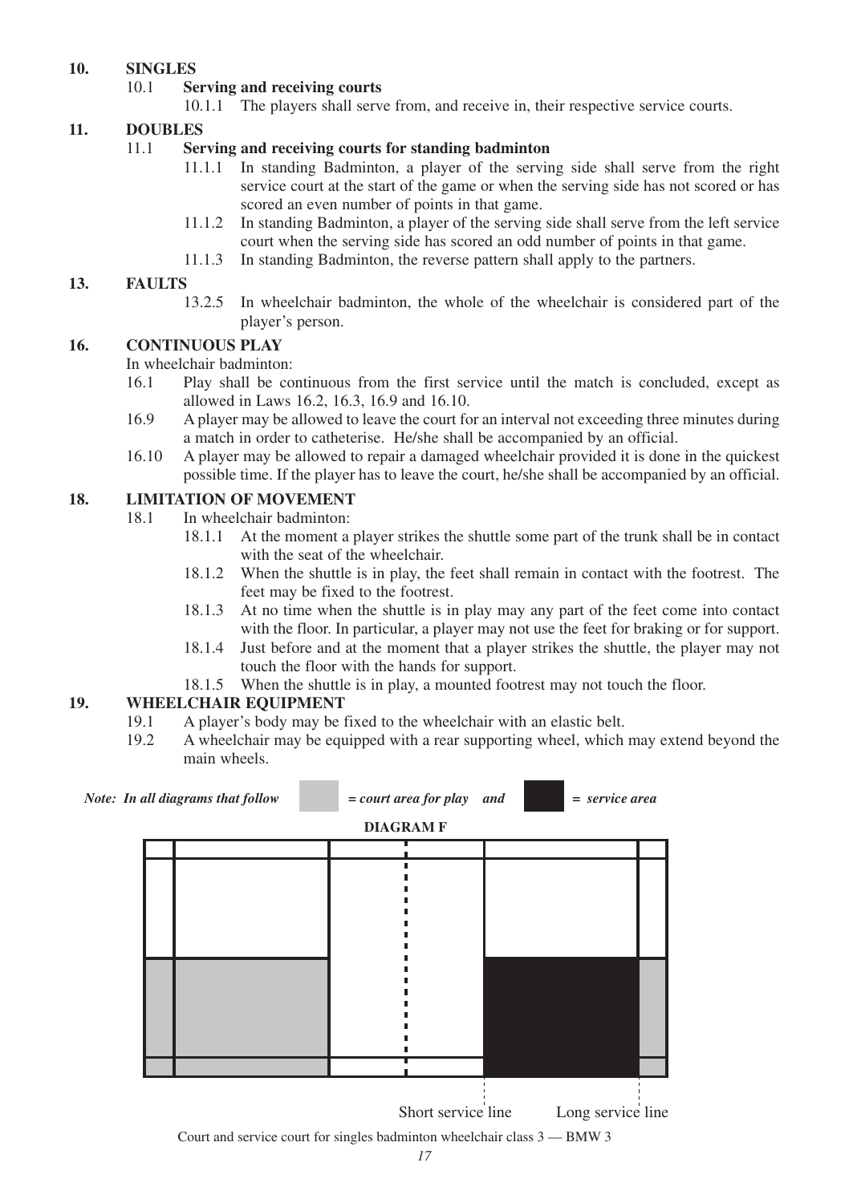## 10. SINGLES

### 10.1 Serving and receiving courts

10.1.1 The players shall serve from, and receive in, their respective service courts.

## 11. DOUBLES

### 11.1 Serving and receiving courts for standing badminton

11.1.1 In standing Badminton, a player of the serving side shall serve from the right service court at the start of the game or when the serving side has not scored or has scored an even number of points in that game.

11.1.2 In standing Badminton, a player of the serving side shall serve from the left service court when the serving side has scored an odd number of points in that game.

11.1.3 In standing Badminton, the reverse pattern shall apply to the partners.

## 13. FAULTS

13.2.5 In wheelchair badminton, the whole of the wheelchair is considered part of the player's person.

## 16. CONTINUOUS PLAY

In wheelchair badminton:

16.1 Play shall be continuous from the first service until the match is concluded, except as allowed in Laws 16.2, 16.3, 16.9 and 16.10.

16.9 A player may be allowed to leave the court for an interval not exceeding three minutes during a match in order to catheterise. He/she shall be accompanied by an official.

16.10 A player may be allowed to repair a damaged wheelchair provided it is done in the quickest possible time. If the player has to leave the court, he/she shall be accompanied by an official.

## 18. LIMITATION OF MOVEMENT

18.1 In wheelchair badminton:

18.1.1 At the moment a player strikes the shuttle some part of the trunk shall be in contact with the seat of the wheelchair.

18.1.2 When the shuttle is in play, the feet shall remain in contact with the footrest. The feet may be fixed to the footrest.

18.1.3 At no time when the shuttle is in play may any part of the feet come into contact with the floor. In particular, a player may not use the feet for braking or for support.

18.1.4 Just before and at the moment that a player strikes the shuttle, the player may not touch the floor with the hands for support.

18.1.5 When the shuttle is in play, a mounted footrest may not touch the floor.

## 19. WHEELCHAIR EQUIPMENT

19.1 A player's body may be fixed to the wheelchair with an elastic belt.

19.2 A wheelchair may be equipped with a rear supporting wheel, which may extend beyond the main wheels.

*Note: In all diagrams that follow* [grey] *= court area for play and* [black] *= service area*

**DIAGRAM F**

Short service line Long service line

Court and service court for singles badminton wheelchair class 3 — BMW 3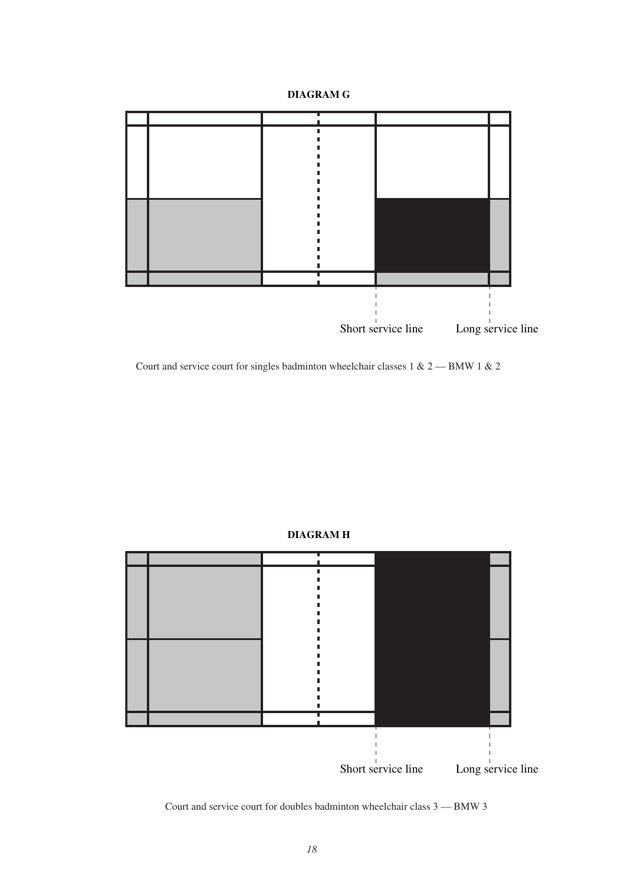**DIAGRAM G**

Short service line Long service line

Court and service court for singles badminton wheelchair classes 1 & 2 — BMW 1 & 2

**DIAGRAM H**

Short service line Long service line

Court and service court for doubles badminton wheelchair class 3 — BMW 3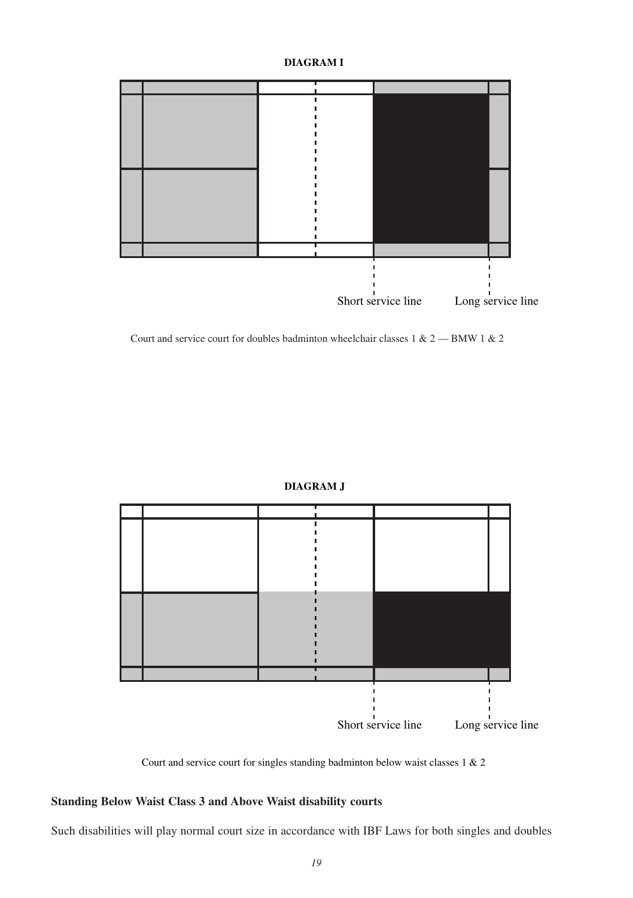**DIAGRAM I**

Short service line    Long service line

Court and service court for doubles badminton wheelchair classes 1 & 2 — BMW 1 & 2

**DIAGRAM J**

Short service line    Long service line

Court and service court for singles standing badminton below waist classes 1 & 2

### Standing Below Waist Class 3 and Above Waist disability courts

Such disabilities will play normal court size in accordance with IBF Laws for both singles and doubles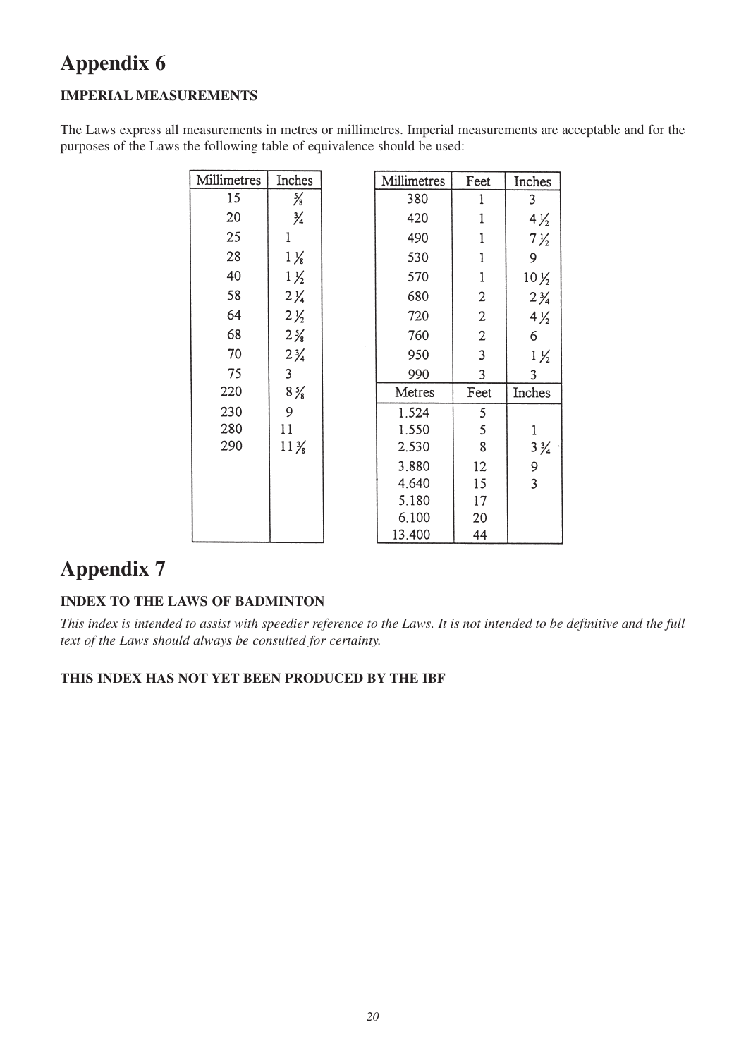# Appendix 6

**IMPERIAL MEASUREMENTS**

The Laws express all measurements in metres or millimetres. Imperial measurements are acceptable and for the purposes of the Laws the following table of equivalence should be used:

| Millimetres | Inches |
|---|---|
| 15 | ⅝ |
| 20 | ¾ |
| 25 | 1 |
| 28 | 1⅛ |
| 40 | 1½ |
| 58 | 2¼ |
| 64 | 2½ |
| 68 | 2⅝ |
| 70 | 2¾ |
| 75 | 3 |
| 220 | 8⅝ |
| 230 | 9 |
| 280 | 11 |
| 290 | 11⅜ |

| Millimetres | Feet | Inches |
|---|---|---|
| 380 | 1 | 3 |
| 420 | 1 | 4½ |
| 490 | 1 | 7½ |
| 530 | 1 | 9 |
| 570 | 1 | 10½ |
| 680 | 2 | 2¾ |
| 720 | 2 | 4½ |
| 760 | 2 | 6 |
| 950 | 3 | 1½ |
| 990 | 3 | 3 |
| **Metres** | **Feet** | **Inches** |
| 1.524 | 5 | |
| 1.550 | 5 | 1 |
| 2.530 | 8 | 3¾ |
| 3.880 | 12 | 9 |
| 4.640 | 15 | 3 |
| 5.180 | 17 | |
| 6.100 | 20 | |
| 13.400 | 44 | |

# Appendix 7

**INDEX TO THE LAWS OF BADMINTON**

*This index is intended to assist with speedier reference to the Laws. It is not intended to be definitive and the full text of the Laws should always be consulted for certainty.*

**THIS INDEX HAS NOT YET BEEN PRODUCED BY THE IBF**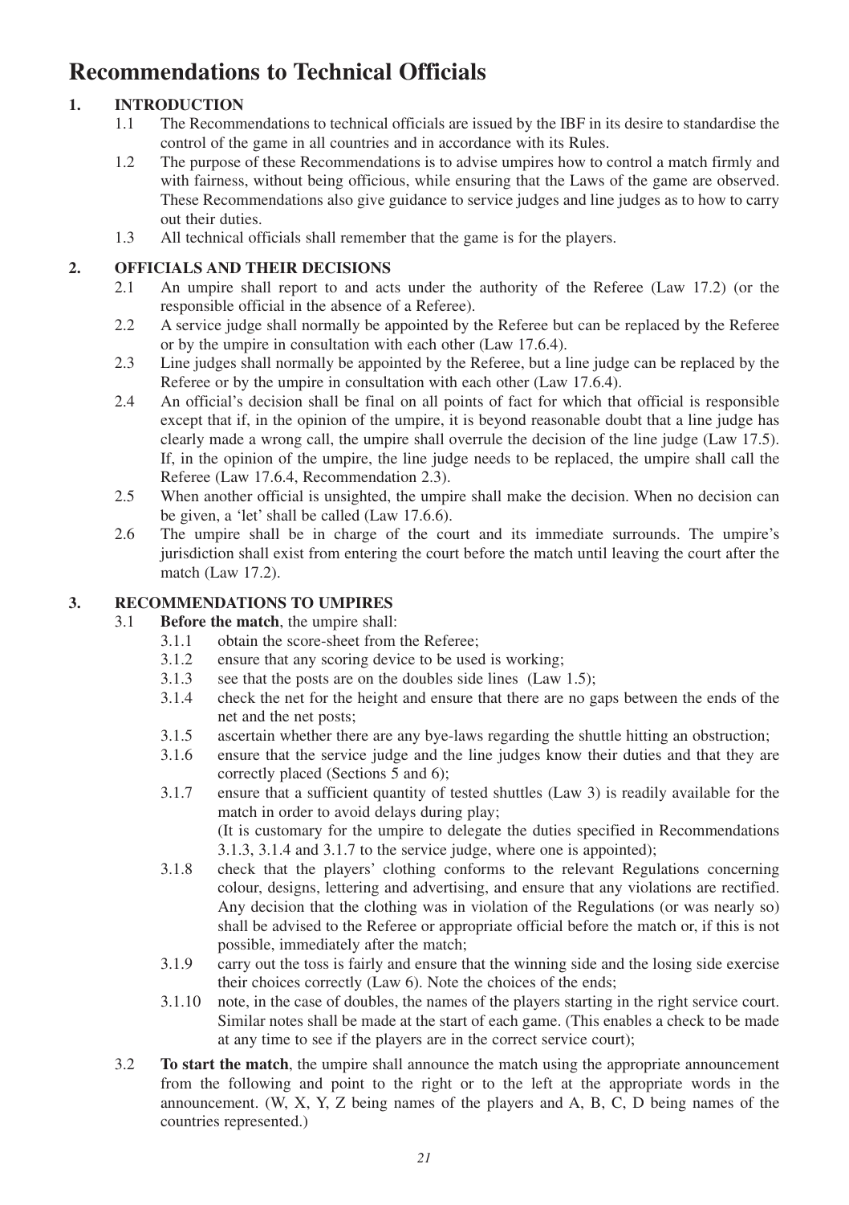# Recommendations to Technical Officials

## 1. INTRODUCTION

1.1 The Recommendations to technical officials are issued by the IBF in its desire to standardise the control of the game in all countries and in accordance with its Rules.

1.2 The purpose of these Recommendations is to advise umpires how to control a match firmly and with fairness, without being officious, while ensuring that the Laws of the game are observed. These Recommendations also give guidance to service judges and line judges as to how to carry out their duties.

1.3 All technical officials shall remember that the game is for the players.

## 2. OFFICIALS AND THEIR DECISIONS

2.1 An umpire shall report to and acts under the authority of the Referee (Law 17.2) (or the responsible official in the absence of a Referee).

2.2 A service judge shall normally be appointed by the Referee but can be replaced by the Referee or by the umpire in consultation with each other (Law 17.6.4).

2.3 Line judges shall normally be appointed by the Referee, but a line judge can be replaced by the Referee or by the umpire in consultation with each other (Law 17.6.4).

2.4 An official's decision shall be final on all points of fact for which that official is responsible except that if, in the opinion of the umpire, it is beyond reasonable doubt that a line judge has clearly made a wrong call, the umpire shall overrule the decision of the line judge (Law 17.5). If, in the opinion of the umpire, the line judge needs to be replaced, the umpire shall call the Referee (Law 17.6.4, Recommendation 2.3).

2.5 When another official is unsighted, the umpire shall make the decision. When no decision can be given, a 'let' shall be called (Law 17.6.6).

2.6 The umpire shall be in charge of the court and its immediate surrounds. The umpire's jurisdiction shall exist from entering the court before the match until leaving the court after the match (Law 17.2).

## 3. RECOMMENDATIONS TO UMPIRES

3.1 **Before the match**, the umpire shall:

- 3.1.1 obtain the score-sheet from the Referee;
- 3.1.2 ensure that any scoring device to be used is working;
- 3.1.3 see that the posts are on the doubles side lines (Law 1.5);
- 3.1.4 check the net for the height and ensure that there are no gaps between the ends of the net and the net posts;
- 3.1.5 ascertain whether there are any bye-laws regarding the shuttle hitting an obstruction;
- 3.1.6 ensure that the service judge and the line judges know their duties and that they are correctly placed (Sections 5 and 6);
- 3.1.7 ensure that a sufficient quantity of tested shuttles (Law 3) is readily available for the match in order to avoid delays during play;
  (It is customary for the umpire to delegate the duties specified in Recommendations 3.1.3, 3.1.4 and 3.1.7 to the service judge, where one is appointed);
- 3.1.8 check that the players' clothing conforms to the relevant Regulations concerning colour, designs, lettering and advertising, and ensure that any violations are rectified. Any decision that the clothing was in violation of the Regulations (or was nearly so) shall be advised to the Referee or appropriate official before the match or, if this is not possible, immediately after the match;
- 3.1.9 carry out the toss is fairly and ensure that the winning side and the losing side exercise their choices correctly (Law 6). Note the choices of the ends;
- 3.1.10 note, in the case of doubles, the names of the players starting in the right service court. Similar notes shall be made at the start of each game. (This enables a check to be made at any time to see if the players are in the correct service court);

3.2 **To start the match**, the umpire shall announce the match using the appropriate announcement from the following and point to the right or to the left at the appropriate words in the announcement. (W, X, Y, Z being names of the players and A, B, C, D being names of the countries represented.)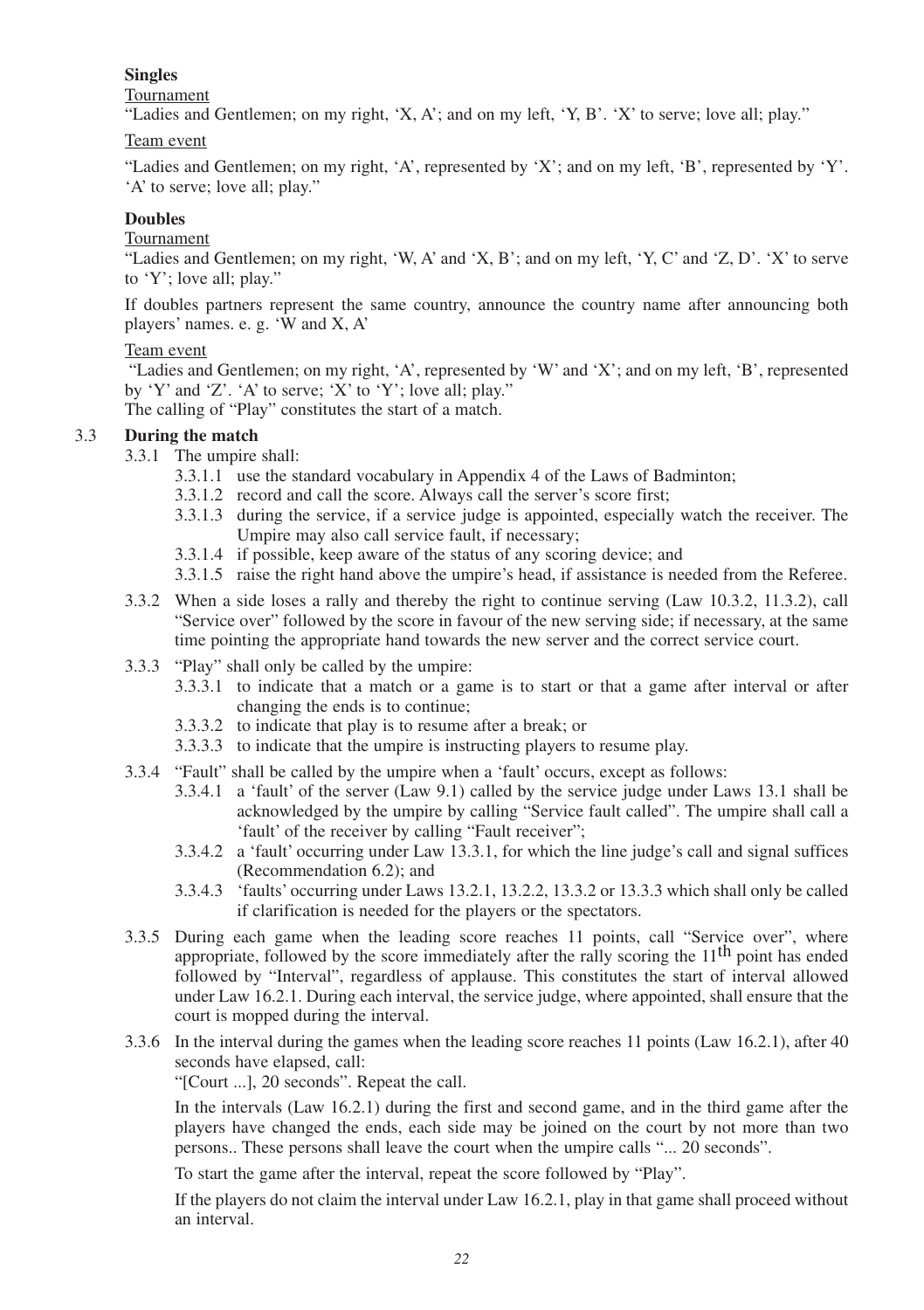**Singles**

Tournament

"Ladies and Gentlemen; on my right, 'X, A'; and on my left, 'Y, B'. 'X' to serve; love all; play."

Team event

"Ladies and Gentlemen; on my right, 'A', represented by 'X'; and on my left, 'B', represented by 'Y'. 'A' to serve; love all; play."

**Doubles**

Tournament

"Ladies and Gentlemen; on my right, 'W, A' and 'X, B'; and on my left, 'Y, C' and 'Z, D'. 'X' to serve to 'Y'; love all; play."

If doubles partners represent the same country, announce the country name after announcing both players' names. e. g. 'W and X, A'

Team event

"Ladies and Gentlemen; on my right, 'A', represented by 'W' and 'X'; and on my left, 'B', represented by 'Y' and 'Z'. 'A' to serve; 'X' to 'Y'; love all; play."

The calling of "Play" constitutes the start of a match.

### 3.3 During the match

3.3.1 The umpire shall:

- 3.3.1.1 use the standard vocabulary in Appendix 4 of the Laws of Badminton;
- 3.3.1.2 record and call the score. Always call the server's score first;
- 3.3.1.3 during the service, if a service judge is appointed, especially watch the receiver. The Umpire may also call service fault, if necessary;
- 3.3.1.4 if possible, keep aware of the status of any scoring device; and
- 3.3.1.5 raise the right hand above the umpire's head, if assistance is needed from the Referee.

3.3.2 When a side loses a rally and thereby the right to continue serving (Law 10.3.2, 11.3.2), call "Service over" followed by the score in favour of the new serving side; if necessary, at the same time pointing the appropriate hand towards the new server and the correct service court.

3.3.3 "Play" shall only be called by the umpire:

- 3.3.3.1 to indicate that a match or a game is to start or that a game after interval or after changing the ends is to continue;
- 3.3.3.2 to indicate that play is to resume after a break; or
- 3.3.3.3 to indicate that the umpire is instructing players to resume play.

3.3.4 "Fault" shall be called by the umpire when a 'fault' occurs, except as follows:

- 3.3.4.1 a 'fault' of the server (Law 9.1) called by the service judge under Laws 13.1 shall be acknowledged by the umpire by calling "Service fault called". The umpire shall call a 'fault' of the receiver by calling "Fault receiver";
- 3.3.4.2 a 'fault' occurring under Law 13.3.1, for which the line judge's call and signal suffices (Recommendation 6.2); and
- 3.3.4.3 'faults' occurring under Laws 13.2.1, 13.2.2, 13.3.2 or 13.3.3 which shall only be called if clarification is needed for the players or the spectators.

3.3.5 During each game when the leading score reaches 11 points, call "Service over", where appropriate, followed by the score immediately after the rally scoring the 11th point has ended followed by "Interval", regardless of applause. This constitutes the start of interval allowed under Law 16.2.1. During each interval, the service judge, where appointed, shall ensure that the court is mopped during the interval.

3.3.6 In the interval during the games when the leading score reaches 11 points (Law 16.2.1), after 40 seconds have elapsed, call:

"[Court ...], 20 seconds". Repeat the call.

In the intervals (Law 16.2.1) during the first and second game, and in the third game after the players have changed the ends, each side may be joined on the court by not more than two persons.. These persons shall leave the court when the umpire calls "... 20 seconds".

To start the game after the interval, repeat the score followed by "Play".

If the players do not claim the interval under Law 16.2.1, play in that game shall proceed without an interval.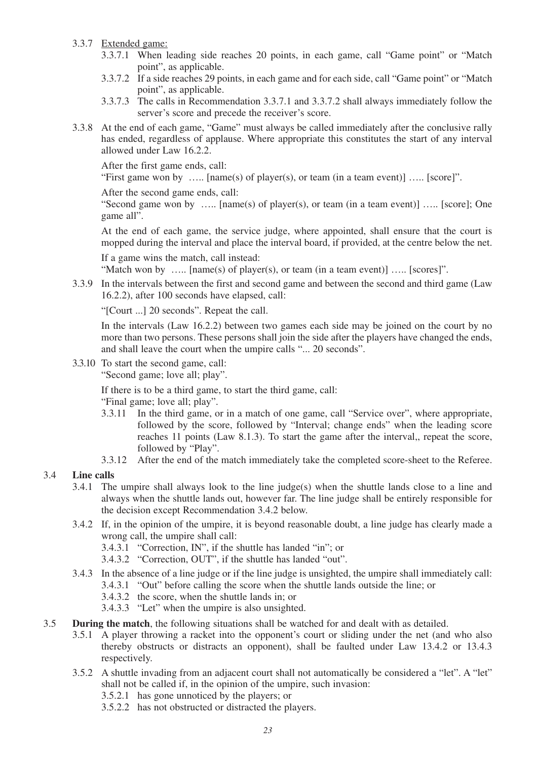3.3.7 Extended game:

3.3.7.1 When leading side reaches 20 points, in each game, call "Game point" or "Match point", as applicable.

3.3.7.2 If a side reaches 29 points, in each game and for each side, call "Game point" or "Match point", as applicable.

3.3.7.3 The calls in Recommendation 3.3.7.1 and 3.3.7.2 shall always immediately follow the server's score and precede the receiver's score.

3.3.8 At the end of each game, "Game" must always be called immediately after the conclusive rally has ended, regardless of applause. Where appropriate this constitutes the start of any interval allowed under Law 16.2.2.

After the first game ends, call:
"First game won by ….. [name(s) of player(s), or team (in a team event)] ….. [score]".

After the second game ends, call:
"Second game won by ….. [name(s) of player(s), or team (in a team event)] ….. [score]; One game all".

At the end of each game, the service judge, where appointed, shall ensure that the court is mopped during the interval and place the interval board, if provided, at the centre below the net.

If a game wins the match, call instead:
"Match won by ….. [name(s) of player(s), or team (in a team event)] ….. [scores]".

3.3.9 In the intervals between the first and second game and between the second and third game (Law 16.2.2), after 100 seconds have elapsed, call:

"[Court ...] 20 seconds". Repeat the call.

In the intervals (Law 16.2.2) between two games each side may be joined on the court by no more than two persons. These persons shall join the side after the players have changed the ends, and shall leave the court when the umpire calls "... 20 seconds".

3.3.10 To start the second game, call:
"Second game; love all; play".

If there is to be a third game, to start the third game, call:
"Final game; love all; play".

3.3.11 In the third game, or in a match of one game, call "Service over", where appropriate, followed by the score, followed by "Interval; change ends" when the leading score reaches 11 points (Law 8.1.3). To start the game after the interval,, repeat the score, followed by "Play".

3.3.12 After the end of the match immediately take the completed score-sheet to the Referee.

3.4 **Line calls**

3.4.1 The umpire shall always look to the line judge(s) when the shuttle lands close to a line and always when the shuttle lands out, however far. The line judge shall be entirely responsible for the decision except Recommendation 3.4.2 below.

3.4.2 If, in the opinion of the umpire, it is beyond reasonable doubt, a line judge has clearly made a wrong call, the umpire shall call:

3.4.3.1 "Correction, IN", if the shuttle has landed "in"; or

3.4.3.2 "Correction, OUT", if the shuttle has landed "out".

3.4.3 In the absence of a line judge or if the line judge is unsighted, the umpire shall immediately call:

3.4.3.1 "Out" before calling the score when the shuttle lands outside the line; or

3.4.3.2 the score, when the shuttle lands in; or

3.4.3.3 "Let" when the umpire is also unsighted.

3.5 **During the match**, the following situations shall be watched for and dealt with as detailed.

3.5.1 A player throwing a racket into the opponent's court or sliding under the net (and who also thereby obstructs or distracts an opponent), shall be faulted under Law 13.4.2 or 13.4.3 respectively.

3.5.2 A shuttle invading from an adjacent court shall not automatically be considered a "let". A "let" shall not be called if, in the opinion of the umpire, such invasion:

3.5.2.1 has gone unnoticed by the players; or

3.5.2.2 has not obstructed or distracted the players.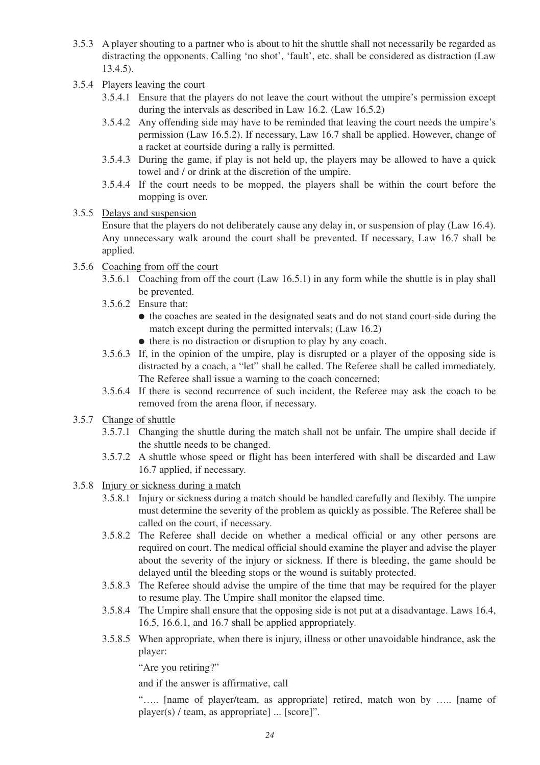3.5.3 A player shouting to a partner who is about to hit the shuttle shall not necessarily be regarded as distracting the opponents. Calling 'no shot', 'fault', etc. shall be considered as distraction (Law 13.4.5).

3.5.4 Players leaving the court

3.5.4.1 Ensure that the players do not leave the court without the umpire's permission except during the intervals as described in Law 16.2. (Law 16.5.2)

3.5.4.2 Any offending side may have to be reminded that leaving the court needs the umpire's permission (Law 16.5.2). If necessary, Law 16.7 shall be applied. However, change of a racket at courtside during a rally is permitted.

3.5.4.3 During the game, if play is not held up, the players may be allowed to have a quick towel and / or drink at the discretion of the umpire.

3.5.4.4 If the court needs to be mopped, the players shall be within the court before the mopping is over.

3.5.5 Delays and suspension

Ensure that the players do not deliberately cause any delay in, or suspension of play (Law 16.4). Any unnecessary walk around the court shall be prevented. If necessary, Law 16.7 shall be applied.

3.5.6 Coaching from off the court

3.5.6.1 Coaching from off the court (Law 16.5.1) in any form while the shuttle is in play shall be prevented.

3.5.6.2 Ensure that:

- the coaches are seated in the designated seats and do not stand court-side during the match except during the permitted intervals; (Law 16.2)
- there is no distraction or disruption to play by any coach.

3.5.6.3 If, in the opinion of the umpire, play is disrupted or a player of the opposing side is distracted by a coach, a "let" shall be called. The Referee shall be called immediately. The Referee shall issue a warning to the coach concerned;

3.5.6.4 If there is second recurrence of such incident, the Referee may ask the coach to be removed from the arena floor, if necessary.

3.5.7 Change of shuttle

3.5.7.1 Changing the shuttle during the match shall not be unfair. The umpire shall decide if the shuttle needs to be changed.

3.5.7.2 A shuttle whose speed or flight has been interfered with shall be discarded and Law 16.7 applied, if necessary.

3.5.8 Injury or sickness during a match

3.5.8.1 Injury or sickness during a match should be handled carefully and flexibly. The umpire must determine the severity of the problem as quickly as possible. The Referee shall be called on the court, if necessary.

3.5.8.2 The Referee shall decide on whether a medical official or any other persons are required on court. The medical official should examine the player and advise the player about the severity of the injury or sickness. If there is bleeding, the game should be delayed until the bleeding stops or the wound is suitably protected.

3.5.8.3 The Referee should advise the umpire of the time that may be required for the player to resume play. The Umpire shall monitor the elapsed time.

3.5.8.4 The Umpire shall ensure that the opposing side is not put at a disadvantage. Laws 16.4, 16.5, 16.6.1, and 16.7 shall be applied appropriately.

3.5.8.5 When appropriate, when there is injury, illness or other unavoidable hindrance, ask the player:

"Are you retiring?"

and if the answer is affirmative, call

"….. [name of player/team, as appropriate] retired, match won by ….. [name of player(s) / team, as appropriate] ... [score]".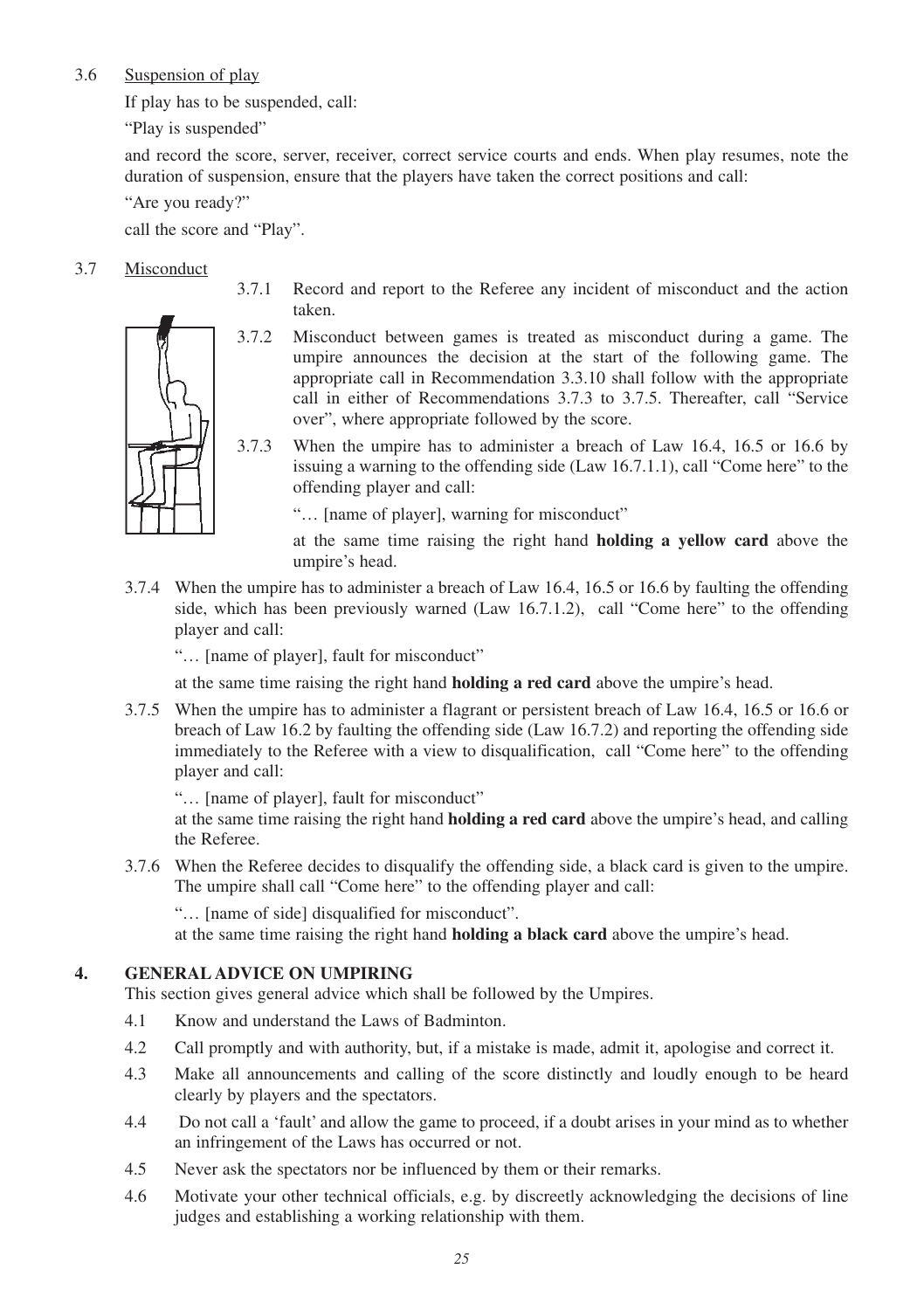3.6 Suspension of play

If play has to be suspended, call:

"Play is suspended"

and record the score, server, receiver, correct service courts and ends. When play resumes, note the duration of suspension, ensure that the players have taken the correct positions and call:

"Are you ready?"

call the score and "Play".

3.7 Misconduct

3.7.1 Record and report to the Referee any incident of misconduct and the action taken.

3.7.2 Misconduct between games is treated as misconduct during a game. The umpire announces the decision at the start of the following game. The appropriate call in Recommendation 3.3.10 shall follow with the appropriate call in either of Recommendations 3.7.3 to 3.7.5. Thereafter, call "Service over", where appropriate followed by the score.

3.7.3 When the umpire has to administer a breach of Law 16.4, 16.5 or 16.6 by issuing a warning to the offending side (Law 16.7.1.1), call "Come here" to the offending player and call:

"… [name of player], warning for misconduct"

at the same time raising the right hand **holding a yellow card** above the umpire's head.

3.7.4 When the umpire has to administer a breach of Law 16.4, 16.5 or 16.6 by faulting the offending side, which has been previously warned (Law 16.7.1.2), call "Come here" to the offending player and call:

"… [name of player], fault for misconduct"

at the same time raising the right hand **holding a red card** above the umpire's head.

3.7.5 When the umpire has to administer a flagrant or persistent breach of Law 16.4, 16.5 or 16.6 or breach of Law 16.2 by faulting the offending side (Law 16.7.2) and reporting the offending side immediately to the Referee with a view to disqualification, call "Come here" to the offending player and call:

"… [name of player], fault for misconduct"
at the same time raising the right hand **holding a red card** above the umpire's head, and calling the Referee.

3.7.6 When the Referee decides to disqualify the offending side, a black card is given to the umpire. The umpire shall call "Come here" to the offending player and call:

"… [name of side] disqualified for misconduct".
at the same time raising the right hand **holding a black card** above the umpire's head.

## 4. GENERAL ADVICE ON UMPIRING

This section gives general advice which shall be followed by the Umpires.

4.1 Know and understand the Laws of Badminton.

4.2 Call promptly and with authority, but, if a mistake is made, admit it, apologise and correct it.

4.3 Make all announcements and calling of the score distinctly and loudly enough to be heard clearly by players and the spectators.

4.4 Do not call a 'fault' and allow the game to proceed, if a doubt arises in your mind as to whether an infringement of the Laws has occurred or not.

4.5 Never ask the spectators nor be influenced by them or their remarks.

4.6 Motivate your other technical officials, e.g. by discreetly acknowledging the decisions of line judges and establishing a working relationship with them.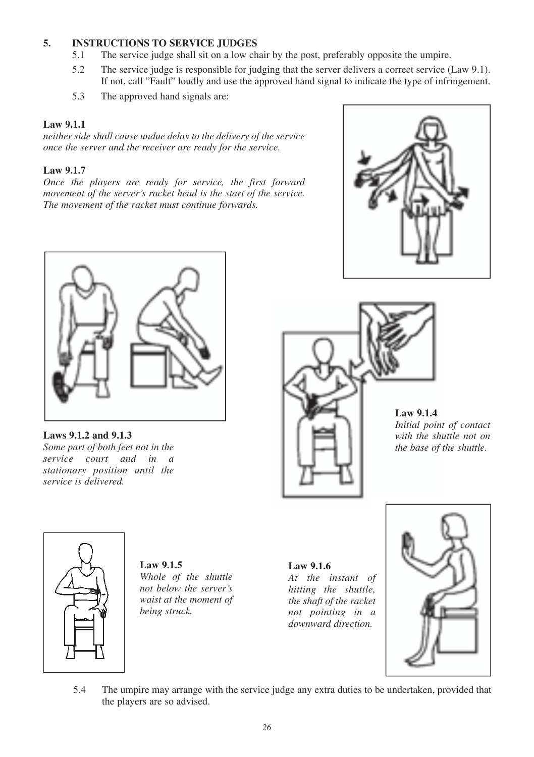## 5. INSTRUCTIONS TO SERVICE JUDGES

5.1 The service judge shall sit on a low chair by the post, preferably opposite the umpire.

5.2 The service judge is responsible for judging that the server delivers a correct service (Law 9.1). If not, call "Fault" loudly and use the approved hand signal to indicate the type of infringement.

5.3 The approved hand signals are:

**Law 9.1.1**
*neither side shall cause undue delay to the delivery of the service once the server and the receiver are ready for the service.*

**Law 9.1.7**
*Once the players are ready for service, the first forward movement of the server's racket head is the start of the service. The movement of the racket must continue forwards.*

**Laws 9.1.2 and 9.1.3**
*Some part of both feet not in the service court and in a stationary position until the service is delivered.*

**Law 9.1.4**
*Initial point of contact with the shuttle not on the base of the shuttle.*

**Law 9.1.5**
*Whole of the shuttle not below the server's waist at the moment of being struck.*

**Law 9.1.6**
*At the instant of hitting the shuttle, the shaft of the racket not pointing in a downward direction.*

5.4 The umpire may arrange with the service judge any extra duties to be undertaken, provided that the players are so advised.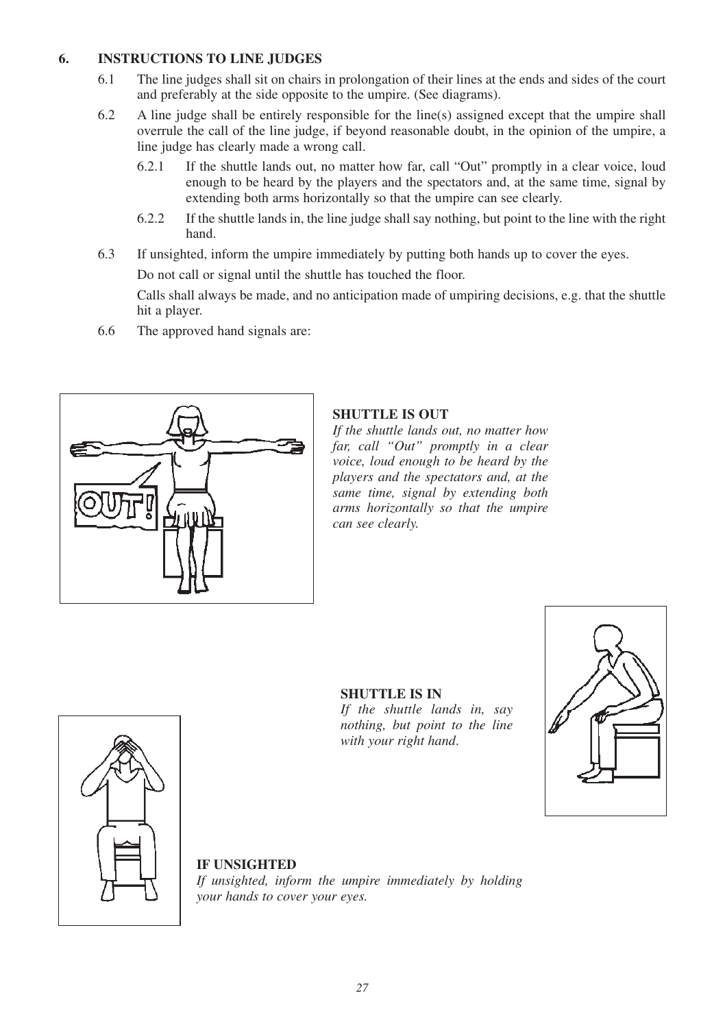## 6. INSTRUCTIONS TO LINE JUDGES

6.1 The line judges shall sit on chairs in prolongation of their lines at the ends and sides of the court and preferably at the side opposite to the umpire. (See diagrams).

6.2 A line judge shall be entirely responsible for the line(s) assigned except that the umpire shall overrule the call of the line judge, if beyond reasonable doubt, in the opinion of the umpire, a line judge has clearly made a wrong call.

6.2.1 If the shuttle lands out, no matter how far, call "Out" promptly in a clear voice, loud enough to be heard by the players and the spectators and, at the same time, signal by extending both arms horizontally so that the umpire can see clearly.

6.2.2 If the shuttle lands in, the line judge shall say nothing, but point to the line with the right hand.

6.3 If unsighted, inform the umpire immediately by putting both hands up to cover the eyes.

Do not call or signal until the shuttle has touched the floor.

Calls shall always be made, and no anticipation made of umpiring decisions, e.g. that the shuttle hit a player.

6.6 The approved hand signals are:

**SHUTTLE IS OUT**

*If the shuttle lands out, no matter how far, call "Out" promptly in a clear voice, loud enough to be heard by the players and the spectators and, at the same time, signal by extending both arms horizontally so that the umpire can see clearly.*

**SHUTTLE IS IN**

*If the shuttle lands in, say nothing, but point to the line with your right hand.*

**IF UNSIGHTED**

*If unsighted, inform the umpire immediately by holding your hands to cover your eyes.*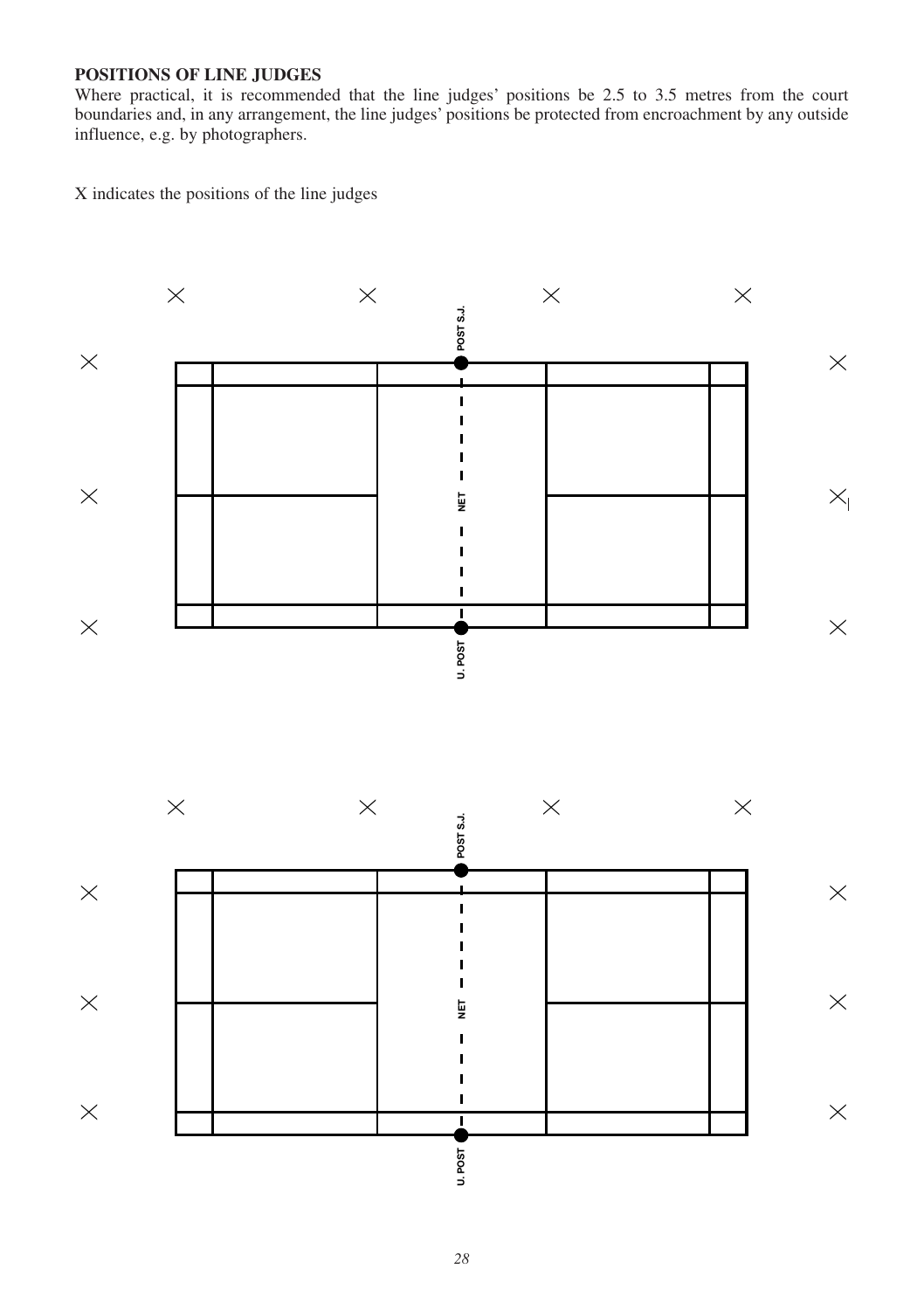**POSITIONS OF LINE JUDGES**

Where practical, it is recommended that the line judges' positions be 2.5 to 3.5 metres from the court boundaries and, in any arrangement, the line judges' positions be protected from encroachment by any outside influence, e.g. by photographers.

X indicates the positions of the line judges

POST S.J.

NET

U. POST

POST S.J.

NET

U. POST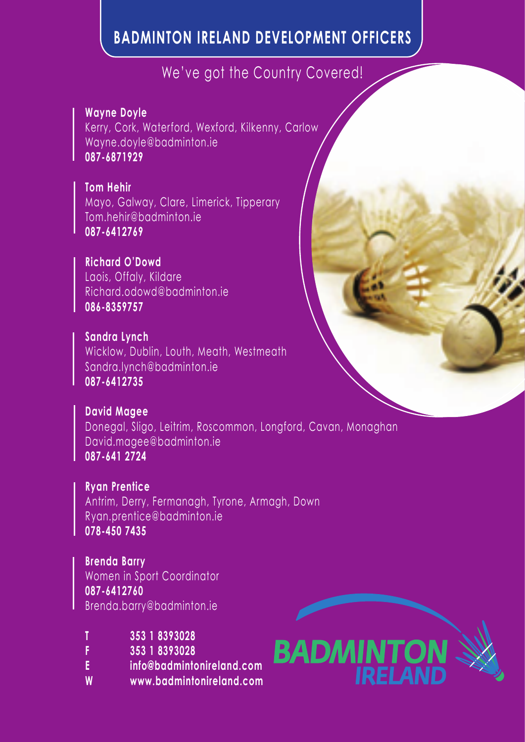# BADMINTON IRELAND DEVELOPMENT OFFICERS

We've got the Country Covered!

**Wayne Doyle**
Kerry, Cork, Waterford, Wexford, Kilkenny, Carlow
Wayne.doyle@badminton.ie
**087-6871929**

**Tom Hehir**
Mayo, Galway, Clare, Limerick, Tipperary
Tom.hehir@badminton.ie
**087-6412769**

**Richard O'Dowd**
Laois, Offaly, Kildare
Richard.odowd@badminton.ie
**086-8359757**

**Sandra Lynch**
Wicklow, Dublin, Louth, Meath, Westmeath
Sandra.lynch@badminton.ie
**087-6412735**

**David Magee**
Donegal, Sligo, Leitrim, Roscommon, Longford, Cavan, Monaghan
David.magee@badminton.ie
**087-641 2724**

**Ryan Prentice**
Antrim, Derry, Fermanagh, Tyrone, Armagh, Down
Ryan.prentice@badminton.ie
**078-450 7435**

**Brenda Barry**
Women in Sport Coordinator
**087-6412760**
Brenda.barry@badminton.ie

**T** 353 1 8393028
**F** 353 1 8393028
**E** info@badmintonireland.com
**W** www.badmintonireland.com

BADMINTON IRELAND